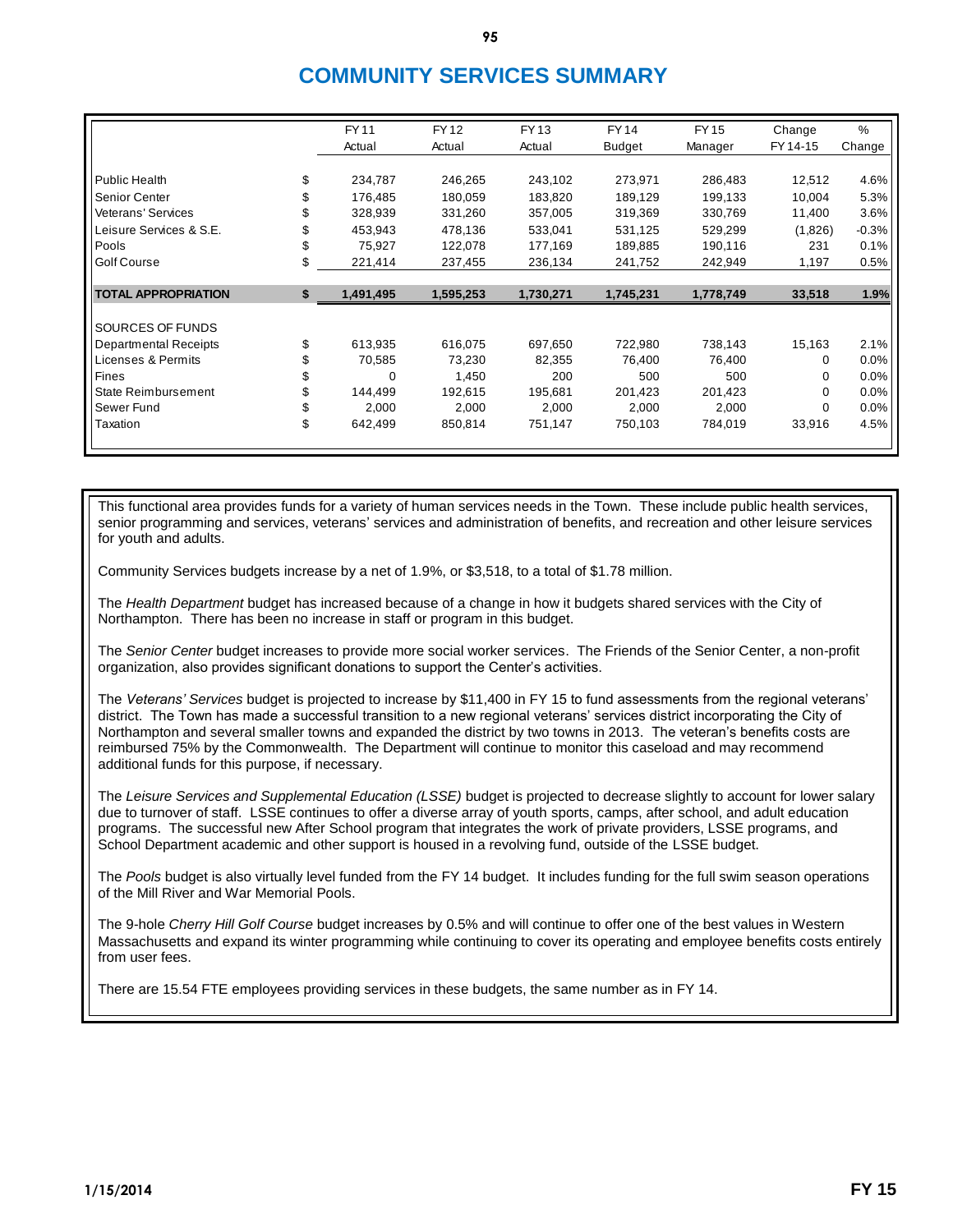# COMMUNITY SERVICES SUMMARY

| | | FY 11 Actual | FY 12 Actual | FY 13 Actual | FY 14 Budget | FY 15 Manager | Change FY 14-15 | % Change |
|---|---|---|---|---|---|---|---|---|
| Public Health | $ | 234,787 | 246,265 | 243,102 | 273,971 | 286,483 | 12,512 | 4.6% |
| Senior Center | $ | 176,485 | 180,059 | 183,820 | 189,129 | 199,133 | 10,004 | 5.3% |
| Veterans' Services | $ | 328,939 | 331,260 | 357,005 | 319,369 | 330,769 | 11,400 | 3.6% |
| Leisure Services & S.E. | $ | 453,943 | 478,136 | 533,041 | 531,125 | 529,299 | (1,826) | -0.3% |
| Pools | $ | 75,927 | 122,078 | 177,169 | 189,885 | 190,116 | 231 | 0.1% |
| Golf Course | $ | 221,414 | 237,455 | 236,134 | 241,752 | 242,949 | 1,197 | 0.5% |
| **TOTAL APPROPRIATION** | **$** | **1,491,495** | **1,595,253** | **1,730,271** | **1,745,231** | **1,778,749** | **33,518** | **1.9%** |
| SOURCES OF FUNDS | | | | | | | | |
| Departmental Receipts | $ | 613,935 | 616,075 | 697,650 | 722,980 | 738,143 | 15,163 | 2.1% |
| Licenses & Permits | $ | 70,585 | 73,230 | 82,355 | 76,400 | 76,400 | 0 | 0.0% |
| Fines | $ | 0 | 1,450 | 200 | 500 | 500 | 0 | 0.0% |
| State Reimbursement | $ | 144,499 | 192,615 | 195,681 | 201,423 | 201,423 | 0 | 0.0% |
| Sewer Fund | $ | 2,000 | 2,000 | 2,000 | 2,000 | 2,000 | 0 | 0.0% |
| Taxation | $ | 642,499 | 850,814 | 751,147 | 750,103 | 784,019 | 33,916 | 4.5% |

This functional area provides funds for a variety of human services needs in the Town. These include public health services, senior programming and services, veterans' services and administration of benefits, and recreation and other leisure services for youth and adults.

Community Services budgets increase by a net of 1.9%, or $3,518, to a total of $1.78 million.

The *Health Department* budget has increased because of a change in how it budgets shared services with the City of Northampton. There has been no increase in staff or program in this budget.

The *Senior Center* budget increases to provide more social worker services. The Friends of the Senior Center, a non-profit organization, also provides significant donations to support the Center's activities.

The *Veterans' Services* budget is projected to increase by $11,400 in FY 15 to fund assessments from the regional veterans' district. The Town has made a successful transition to a new regional veterans' services district incorporating the City of Northampton and several smaller towns and expanded the district by two towns in 2013. The veteran's benefits costs are reimbursed 75% by the Commonwealth. The Department will continue to monitor this caseload and may recommend additional funds for this purpose, if necessary.

The *Leisure Services and Supplemental Education (LSSE)* budget is projected to decrease slightly to account for lower salary due to turnover of staff. LSSE continues to offer a diverse array of youth sports, camps, after school, and adult education programs. The successful new After School program that integrates the work of private providers, LSSE programs, and School Department academic and other support is housed in a revolving fund, outside of the LSSE budget.

The *Pools* budget is also virtually level funded from the FY 14 budget. It includes funding for the full swim season operations of the Mill River and War Memorial Pools.

The 9-hole *Cherry Hill Golf Course* budget increases by 0.5% and will continue to offer one of the best values in Western Massachusetts and expand its winter programming while continuing to cover its operating and employee benefits costs entirely from user fees.

There are 15.54 FTE employees providing services in these budgets, the same number as in FY 14.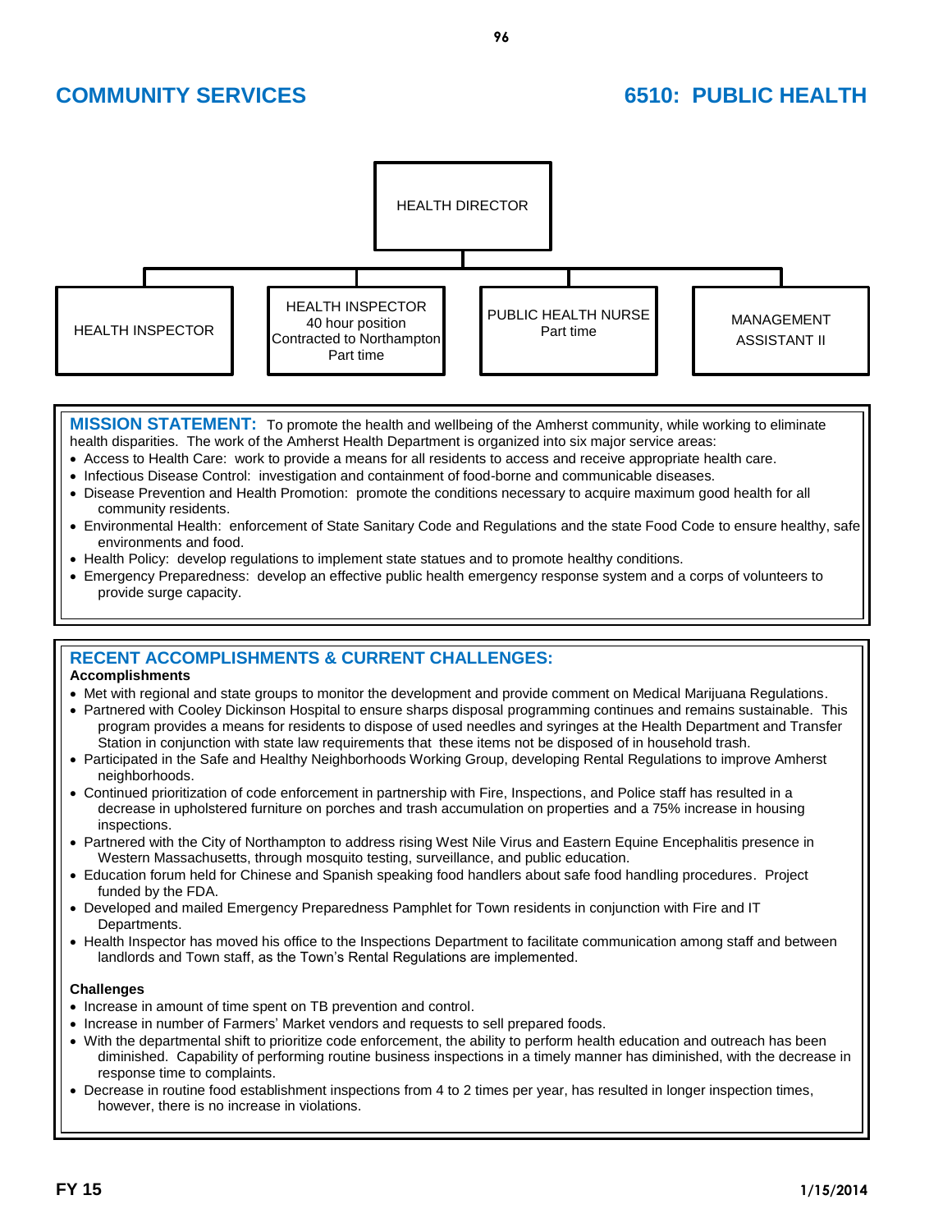# COMMUNITY SERVICES

# 6510: PUBLIC HEALTH

- HEALTH DIRECTOR
  - HEALTH INSPECTOR
  - HEALTH INSPECTOR 40 hour position Contracted to Northampton Part time
  - PUBLIC HEALTH NURSE Part time
  - MANAGEMENT ASSISTANT II

**MISSION STATEMENT:** To promote the health and wellbeing of the Amherst community, while working to eliminate health disparities. The work of the Amherst Health Department is organized into six major service areas:

- Access to Health Care: work to provide a means for all residents to access and receive appropriate health care.
- Infectious Disease Control: investigation and containment of food-borne and communicable diseases.
- Disease Prevention and Health Promotion: promote the conditions necessary to acquire maximum good health for all community residents.
- Environmental Health: enforcement of State Sanitary Code and Regulations and the state Food Code to ensure healthy, safe environments and food.
- Health Policy: develop regulations to implement state statues and to promote healthy conditions.
- Emergency Preparedness: develop an effective public health emergency response system and a corps of volunteers to provide surge capacity.

## RECENT ACCOMPLISHMENTS & CURRENT CHALLENGES:

**Accomplishments**

- Met with regional and state groups to monitor the development and provide comment on Medical Marijuana Regulations.
- Partnered with Cooley Dickinson Hospital to ensure sharps disposal programming continues and remains sustainable. This program provides a means for residents to dispose of used needles and syringes at the Health Department and Transfer Station in conjunction with state law requirements that these items not be disposed of in household trash.
- Participated in the Safe and Healthy Neighborhoods Working Group, developing Rental Regulations to improve Amherst neighborhoods.
- Continued prioritization of code enforcement in partnership with Fire, Inspections, and Police staff has resulted in a decrease in upholstered furniture on porches and trash accumulation on properties and a 75% increase in housing inspections.
- Partnered with the City of Northampton to address rising West Nile Virus and Eastern Equine Encephalitis presence in Western Massachusetts, through mosquito testing, surveillance, and public education.
- Education forum held for Chinese and Spanish speaking food handlers about safe food handling procedures. Project funded by the FDA.
- Developed and mailed Emergency Preparedness Pamphlet for Town residents in conjunction with Fire and IT Departments.
- Health Inspector has moved his office to the Inspections Department to facilitate communication among staff and between landlords and Town staff, as the Town's Rental Regulations are implemented.

**Challenges**

- Increase in amount of time spent on TB prevention and control.
- Increase in number of Farmers' Market vendors and requests to sell prepared foods.
- With the departmental shift to prioritize code enforcement, the ability to perform health education and outreach has been diminished. Capability of performing routine business inspections in a timely manner has diminished, with the decrease in response time to complaints.
- Decrease in routine food establishment inspections from 4 to 2 times per year, has resulted in longer inspection times, however, there is no increase in violations.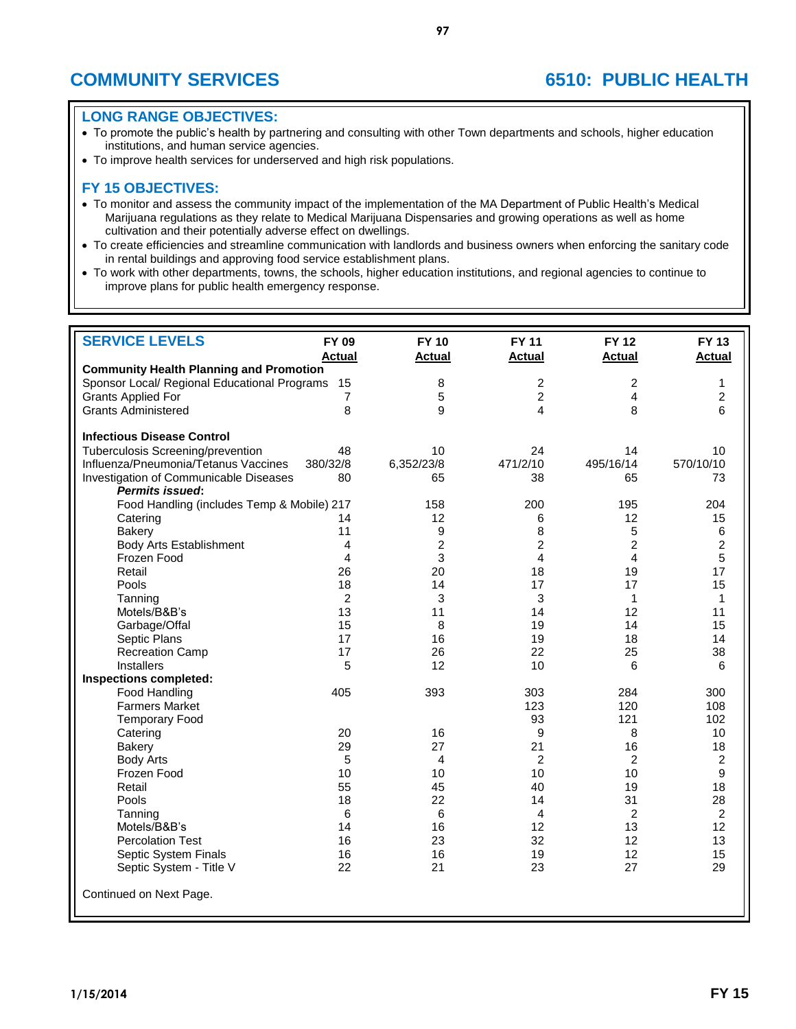# COMMUNITY SERVICES

# 6510: PUBLIC HEALTH

## LONG RANGE OBJECTIVES:

- To promote the public's health by partnering and consulting with other Town departments and schools, higher education institutions, and human service agencies.
- To improve health services for underserved and high risk populations.

## FY 15 OBJECTIVES:

- To monitor and assess the community impact of the implementation of the MA Department of Public Health's Medical Marijuana regulations as they relate to Medical Marijuana Dispensaries and growing operations as well as home cultivation and their potentially adverse effect on dwellings.
- To create efficiencies and streamline communication with landlords and business owners when enforcing the sanitary code in rental buildings and approving food service establishment plans.
- To work with other departments, towns, the schools, higher education institutions, and regional agencies to continue to improve plans for public health emergency response.

| SERVICE LEVELS | FY 09 Actual | FY 10 Actual | FY 11 Actual | FY 12 Actual | FY 13 Actual |
|---|---|---|---|---|---|
| **Community Health Planning and Promotion** | | | | | |
| Sponsor Local/ Regional Educational Programs | 15 | 8 | 2 | 2 | 1 |
| Grants Applied For | 7 | 5 | 2 | 4 | 2 |
| Grants Administered | 8 | 9 | 4 | 8 | 6 |
| **Infectious Disease Control** | | | | | |
| Tuberculosis Screening/prevention | 48 | 10 | 24 | 14 | 10 |
| Influenza/Pneumonia/Tetanus Vaccines | 380/32/8 | 6,352/23/8 | 471/2/10 | 495/16/14 | 570/10/10 |
| Investigation of Communicable Diseases | 80 | 65 | 38 | 65 | 73 |
| ***Permits issued*:** | | | | | |
| Food Handling (includes Temp & Mobile) | 217 | 158 | 200 | 195 | 204 |
| Catering | 14 | 12 | 6 | 12 | 15 |
| Bakery | 11 | 9 | 8 | 5 | 6 |
| Body Arts Establishment | 4 | 2 | 2 | 2 | 2 |
| Frozen Food | 4 | 3 | 4 | 4 | 5 |
| Retail | 26 | 20 | 18 | 19 | 17 |
| Pools | 18 | 14 | 17 | 17 | 15 |
| Tanning | 2 | 3 | 3 | 1 | 1 |
| Motels/B&B's | 13 | 11 | 14 | 12 | 11 |
| Garbage/Offal | 15 | 8 | 19 | 14 | 15 |
| Septic Plans | 17 | 16 | 19 | 18 | 14 |
| Recreation Camp | 17 | 26 | 22 | 25 | 38 |
| Installers | 5 | 12 | 10 | 6 | 6 |
| **Inspections completed:** | | | | | |
| Food Handling | 405 | 393 | 303 | 284 | 300 |
| Farmers Market | | | 123 | 120 | 108 |
| Temporary Food | | | 93 | 121 | 102 |
| Catering | 20 | 16 | 9 | 8 | 10 |
| Bakery | 29 | 27 | 21 | 16 | 18 |
| Body Arts | 5 | 4 | 2 | 2 | 2 |
| Frozen Food | 10 | 10 | 10 | 10 | 9 |
| Retail | 55 | 45 | 40 | 19 | 18 |
| Pools | 18 | 22 | 14 | 31 | 28 |
| Tanning | 6 | 6 | 4 | 2 | 2 |
| Motels/B&B's | 14 | 16 | 12 | 13 | 12 |
| Percolation Test | 16 | 23 | 32 | 12 | 13 |
| Septic System Finals | 16 | 16 | 19 | 12 | 15 |
| Septic System - Title V | 22 | 21 | 23 | 27 | 29 |

Continued on Next Page.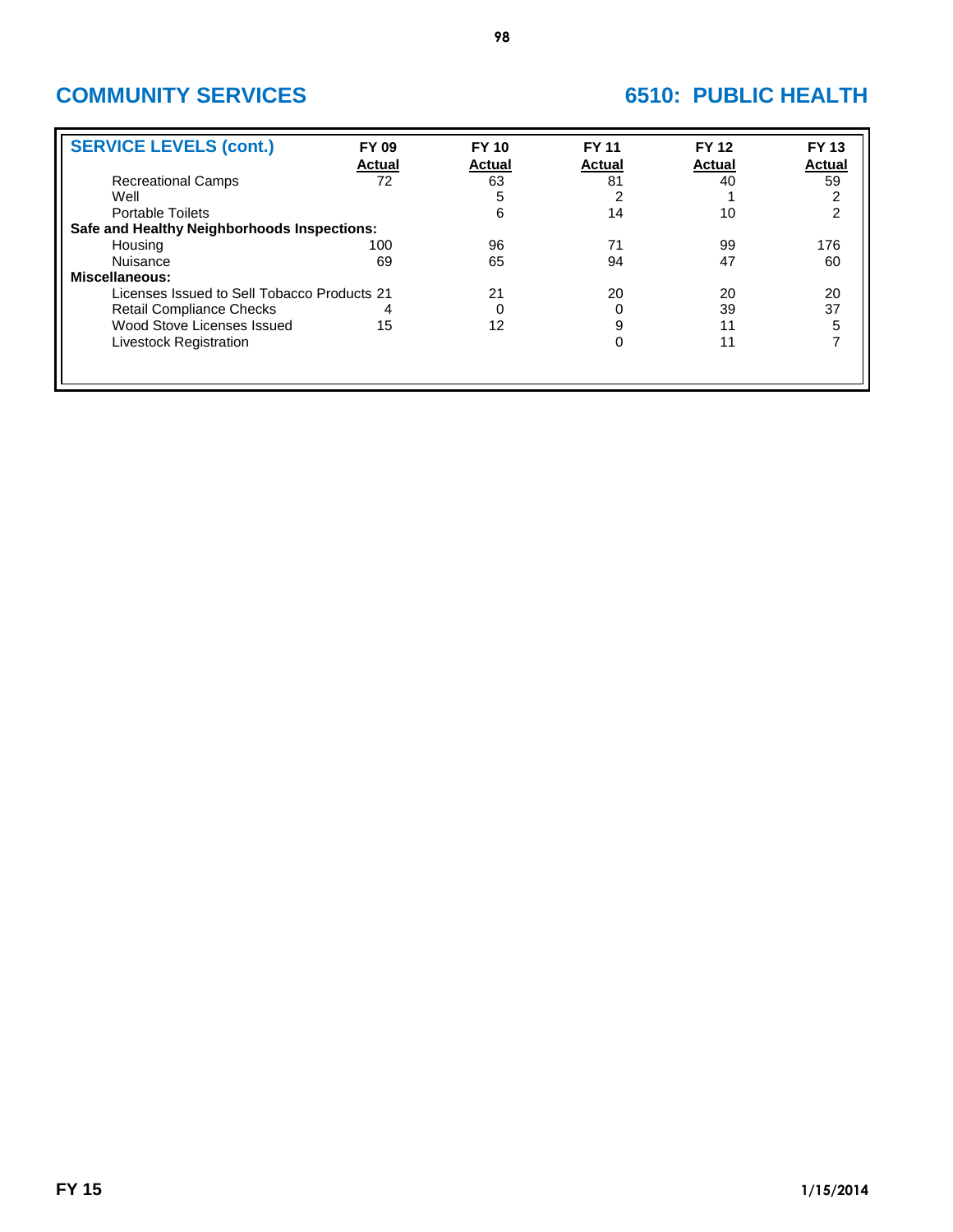## COMMUNITY SERVICES

## 6510: PUBLIC HEALTH

| SERVICE LEVELS (cont.) | FY 09 Actual | FY 10 Actual | FY 11 Actual | FY 12 Actual | FY 13 Actual |
|---|---|---|---|---|---|
| Recreational Camps | 72 | 63 | 81 | 40 | 59 |
| Well | | 5 | 2 | 1 | 2 |
| Portable Toilets | | 6 | 14 | 10 | 2 |
| **Safe and Healthy Neighborhoods Inspections:** | | | | | |
| Housing | 100 | 96 | 71 | 99 | 176 |
| Nuisance | 69 | 65 | 94 | 47 | 60 |
| **Miscellaneous:** | | | | | |
| Licenses Issued to Sell Tobacco Products | 21 | 21 | 20 | 20 | 20 |
| Retail Compliance Checks | 4 | 0 | 0 | 39 | 37 |
| Wood Stove Licenses Issued | 15 | 12 | 9 | 11 | 5 |
| Livestock Registration | | | 0 | 11 | 7 |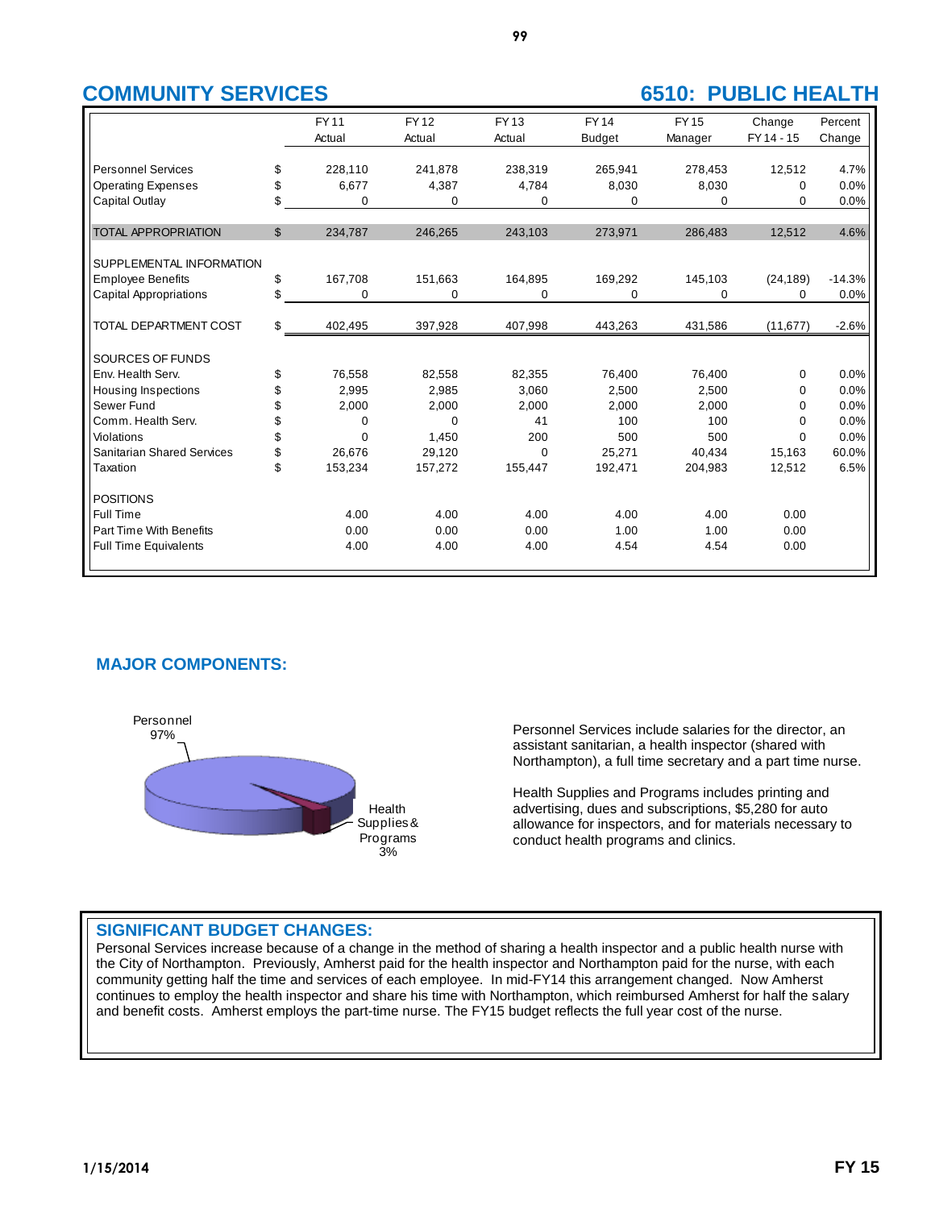# COMMUNITY SERVICES

# 6510: PUBLIC HEALTH

| | | FY 11 Actual | FY 12 Actual | FY 13 Actual | FY 14 Budget | FY 15 Manager | Change FY 14 - 15 | Percent Change |
|---|---|---|---|---|---|---|---|---|
| Personnel Services | $ | 228,110 | 241,878 | 238,319 | 265,941 | 278,453 | 12,512 | 4.7% |
| Operating Expenses | $ | 6,677 | 4,387 | 4,784 | 8,030 | 8,030 | 0 | 0.0% |
| Capital Outlay | $ | 0 | 0 | 0 | 0 | 0 | 0 | 0.0% |
| TOTAL APPROPRIATION | $ | 234,787 | 246,265 | 243,103 | 273,971 | 286,483 | 12,512 | 4.6% |
| SUPPLEMENTAL INFORMATION | | | | | | | | |
| Employee Benefits | $ | 167,708 | 151,663 | 164,895 | 169,292 | 145,103 | (24,189) | -14.3% |
| Capital Appropriations | $ | 0 | 0 | 0 | 0 | 0 | 0 | 0.0% |
| TOTAL DEPARTMENT COST | $ | 402,495 | 397,928 | 407,998 | 443,263 | 431,586 | (11,677) | -2.6% |
| SOURCES OF FUNDS | | | | | | | | |
| Env. Health Serv. | $ | 76,558 | 82,558 | 82,355 | 76,400 | 76,400 | 0 | 0.0% |
| Housing Inspections | $ | 2,995 | 2,985 | 3,060 | 2,500 | 2,500 | 0 | 0.0% |
| Sewer Fund | $ | 2,000 | 2,000 | 2,000 | 2,000 | 2,000 | 0 | 0.0% |
| Comm. Health Serv. | $ | 0 | 0 | 41 | 100 | 100 | 0 | 0.0% |
| Violations | $ | 0 | 1,450 | 200 | 500 | 500 | 0 | 0.0% |
| Sanitarian Shared Services | $ | 26,676 | 29,120 | 0 | 25,271 | 40,434 | 15,163 | 60.0% |
| Taxation | $ | 153,234 | 157,272 | 155,447 | 192,471 | 204,983 | 12,512 | 6.5% |
| POSITIONS | | | | | | | | |
| Full Time | | 4.00 | 4.00 | 4.00 | 4.00 | 4.00 | 0.00 | |
| Part Time With Benefits | | 0.00 | 0.00 | 0.00 | 1.00 | 1.00 | 0.00 | |
| Full Time Equivalents | | 4.00 | 4.00 | 4.00 | 4.54 | 4.54 | 0.00 | |

## MAJOR COMPONENTS:

Personnel 97%

Health Supplies & Programs 3%

Personnel Services include salaries for the director, an assistant sanitarian, a health inspector (shared with Northampton), a full time secretary and a part time nurse.

Health Supplies and Programs includes printing and advertising, dues and subscriptions, $5,280 for auto allowance for inspectors, and for materials necessary to conduct health programs and clinics.

## SIGNIFICANT BUDGET CHANGES:

Personal Services increase because of a change in the method of sharing a health inspector and a public health nurse with the City of Northampton. Previously, Amherst paid for the health inspector and Northampton paid for the nurse, with each community getting half the time and services of each employee. In mid-FY14 this arrangement changed. Now Amherst continues to employ the health inspector and share his time with Northampton, which reimbursed Amherst for half the salary and benefit costs. Amherst employs the part-time nurse. The FY15 budget reflects the full year cost of the nurse.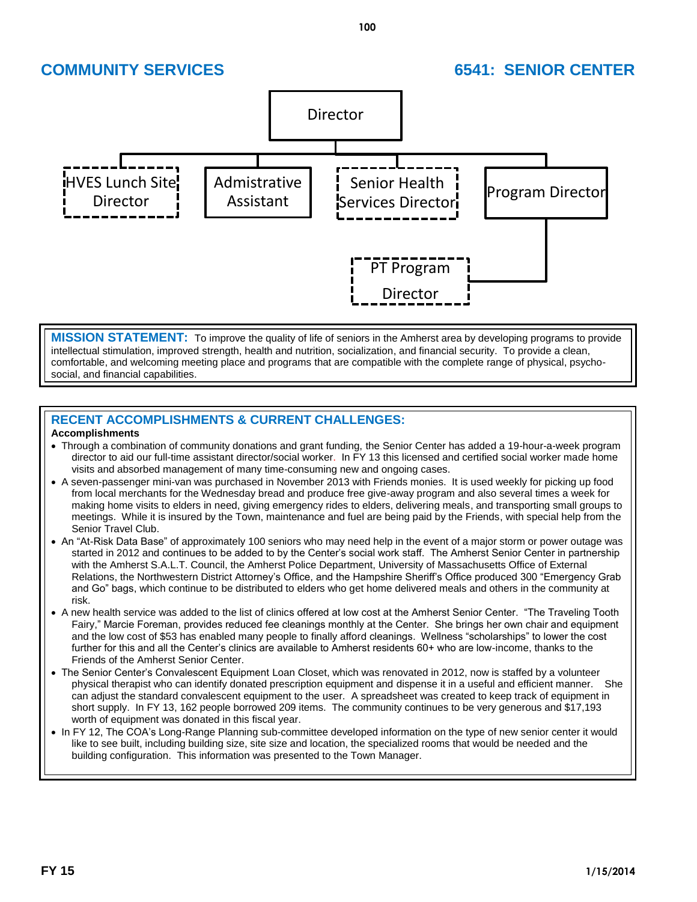# COMMUNITY SERVICES

# 6541: SENIOR CENTER

Director

- HVES Lunch Site Director
- Admistrative Assistant
- Senior Health Services Director
- Program Director
  - PT Program Director

**MISSION STATEMENT:** To improve the quality of life of seniors in the Amherst area by developing programs to provide intellectual stimulation, improved strength, health and nutrition, socialization, and financial security. To provide a clean, comfortable, and welcoming meeting place and programs that are compatible with the complete range of physical, psycho-social, and financial capabilities.

## RECENT ACCOMPLISHMENTS & CURRENT CHALLENGES:

**Accomplishments**

- Through a combination of community donations and grant funding, the Senior Center has added a 19-hour-a-week program director to aid our full-time assistant director/social worker. In FY 13 this licensed and certified social worker made home visits and absorbed management of many time-consuming new and ongoing cases.
- A seven-passenger mini-van was purchased in November 2013 with Friends monies. It is used weekly for picking up food from local merchants for the Wednesday bread and produce free give-away program and also several times a week for making home visits to elders in need, giving emergency rides to elders, delivering meals, and transporting small groups to meetings. While it is insured by the Town, maintenance and fuel are being paid by the Friends, with special help from the Senior Travel Club.
- An "At-Risk Data Base" of approximately 100 seniors who may need help in the event of a major storm or power outage was started in 2012 and continues to be added to by the Center's social work staff. The Amherst Senior Center in partnership with the Amherst S.A.L.T. Council, the Amherst Police Department, University of Massachusetts Office of External Relations, the Northwestern District Attorney's Office, and the Hampshire Sheriff's Office produced 300 "Emergency Grab and Go" bags, which continue to be distributed to elders who get home delivered meals and others in the community at risk.
- A new health service was added to the list of clinics offered at low cost at the Amherst Senior Center. "The Traveling Tooth Fairy," Marcie Foreman, provides reduced fee cleanings monthly at the Center. She brings her own chair and equipment and the low cost of $53 has enabled many people to finally afford cleanings. Wellness "scholarships" to lower the cost further for this and all the Center's clinics are available to Amherst residents 60+ who are low-income, thanks to the Friends of the Amherst Senior Center.
- The Senior Center's Convalescent Equipment Loan Closet, which was renovated in 2012, now is staffed by a volunteer physical therapist who can identify donated prescription equipment and dispense it in a useful and efficient manner. She can adjust the standard convalescent equipment to the user. A spreadsheet was created to keep track of equipment in short supply. In FY 13, 162 people borrowed 209 items. The community continues to be very generous and $17,193 worth of equipment was donated in this fiscal year.
- In FY 12, The COA's Long-Range Planning sub-committee developed information on the type of new senior center it would like to see built, including building size, site size and location, the specialized rooms that would be needed and the building configuration. This information was presented to the Town Manager.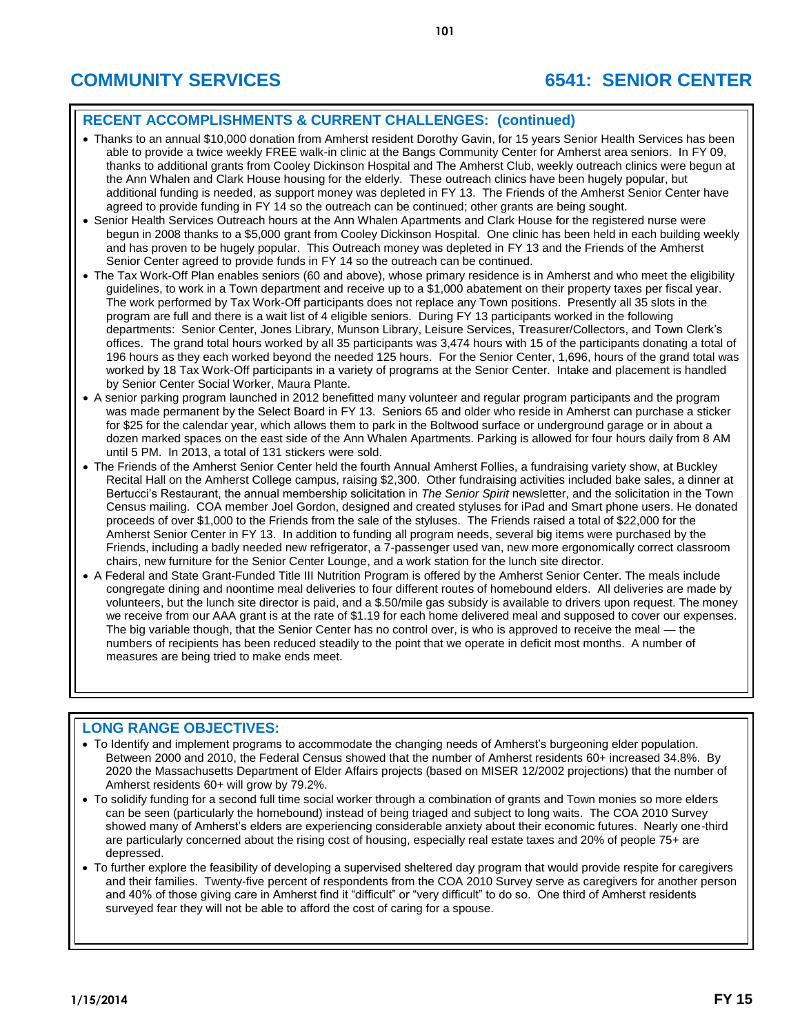# COMMUNITY SERVICES

# 6541: SENIOR CENTER

## RECENT ACCOMPLISHMENTS & CURRENT CHALLENGES: (continued)

- Thanks to an annual $10,000 donation from Amherst resident Dorothy Gavin, for 15 years Senior Health Services has been able to provide a twice weekly FREE walk-in clinic at the Bangs Community Center for Amherst area seniors. In FY 09, thanks to additional grants from Cooley Dickinson Hospital and The Amherst Club, weekly outreach clinics were begun at the Ann Whalen and Clark House housing for the elderly. These outreach clinics have been hugely popular, but additional funding is needed, as support money was depleted in FY 13. The Friends of the Amherst Senior Center have agreed to provide funding in FY 14 so the outreach can be continued; other grants are being sought.
- Senior Health Services Outreach hours at the Ann Whalen Apartments and Clark House for the registered nurse were begun in 2008 thanks to a $5,000 grant from Cooley Dickinson Hospital. One clinic has been held in each building weekly and has proven to be hugely popular. This Outreach money was depleted in FY 13 and the Friends of the Amherst Senior Center agreed to provide funds in FY 14 so the outreach can be continued.
- The Tax Work-Off Plan enables seniors (60 and above), whose primary residence is in Amherst and who meet the eligibility guidelines, to work in a Town department and receive up to a $1,000 abatement on their property taxes per fiscal year. The work performed by Tax Work-Off participants does not replace any Town positions. Presently all 35 slots in the program are full and there is a wait list of 4 eligible seniors. During FY 13 participants worked in the following departments: Senior Center, Jones Library, Munson Library, Leisure Services, Treasurer/Collectors, and Town Clerk's offices. The grand total hours worked by all 35 participants was 3,474 hours with 15 of the participants donating a total of 196 hours as they each worked beyond the needed 125 hours. For the Senior Center, 1,696, hours of the grand total was worked by 18 Tax Work-Off participants in a variety of programs at the Senior Center. Intake and placement is handled by Senior Center Social Worker, Maura Plante.
- A senior parking program launched in 2012 benefitted many volunteer and regular program participants and the program was made permanent by the Select Board in FY 13. Seniors 65 and older who reside in Amherst can purchase a sticker for $25 for the calendar year, which allows them to park in the Boltwood surface or underground garage or in about a dozen marked spaces on the east side of the Ann Whalen Apartments. Parking is allowed for four hours daily from 8 AM until 5 PM. In 2013, a total of 131 stickers were sold.
- The Friends of the Amherst Senior Center held the fourth Annual Amherst Follies, a fundraising variety show, at Buckley Recital Hall on the Amherst College campus, raising $2,300. Other fundraising activities included bake sales, a dinner at Bertucci's Restaurant, the annual membership solicitation in *The Senior Spirit* newsletter, and the solicitation in the Town Census mailing. COA member Joel Gordon, designed and created styluses for iPad and Smart phone users. He donated proceeds of over $1,000 to the Friends from the sale of the styluses. The Friends raised a total of $22,000 for the Amherst Senior Center in FY 13. In addition to funding all program needs, several big items were purchased by the Friends, including a badly needed new refrigerator, a 7-passenger used van, new more ergonomically correct classroom chairs, new furniture for the Senior Center Lounge, and a work station for the lunch site director.
- A Federal and State Grant-Funded Title III Nutrition Program is offered by the Amherst Senior Center. The meals include congregate dining and noontime meal deliveries to four different routes of homebound elders. All deliveries are made by volunteers, but the lunch site director is paid, and a $.50/mile gas subsidy is available to drivers upon request. The money we receive from our AAA grant is at the rate of $1.19 for each home delivered meal and supposed to cover our expenses. The big variable though, that the Senior Center has no control over, is who is approved to receive the meal — the numbers of recipients has been reduced steadily to the point that we operate in deficit most months. A number of measures are being tried to make ends meet.

## LONG RANGE OBJECTIVES:

- To Identify and implement programs to accommodate the changing needs of Amherst's burgeoning elder population. Between 2000 and 2010, the Federal Census showed that the number of Amherst residents 60+ increased 34.8%. By 2020 the Massachusetts Department of Elder Affairs projects (based on MISER 12/2002 projections) that the number of Amherst residents 60+ will grow by 79.2%.
- To solidify funding for a second full time social worker through a combination of grants and Town monies so more elders can be seen (particularly the homebound) instead of being triaged and subject to long waits. The COA 2010 Survey showed many of Amherst's elders are experiencing considerable anxiety about their economic futures. Nearly one-third are particularly concerned about the rising cost of housing, especially real estate taxes and 20% of people 75+ are depressed.
- To further explore the feasibility of developing a supervised sheltered day program that would provide respite for caregivers and their families. Twenty-five percent of respondents from the COA 2010 Survey serve as caregivers for another person and 40% of those giving care in Amherst find it "difficult" or "very difficult" to do so. One third of Amherst residents surveyed fear they will not be able to afford the cost of caring for a spouse.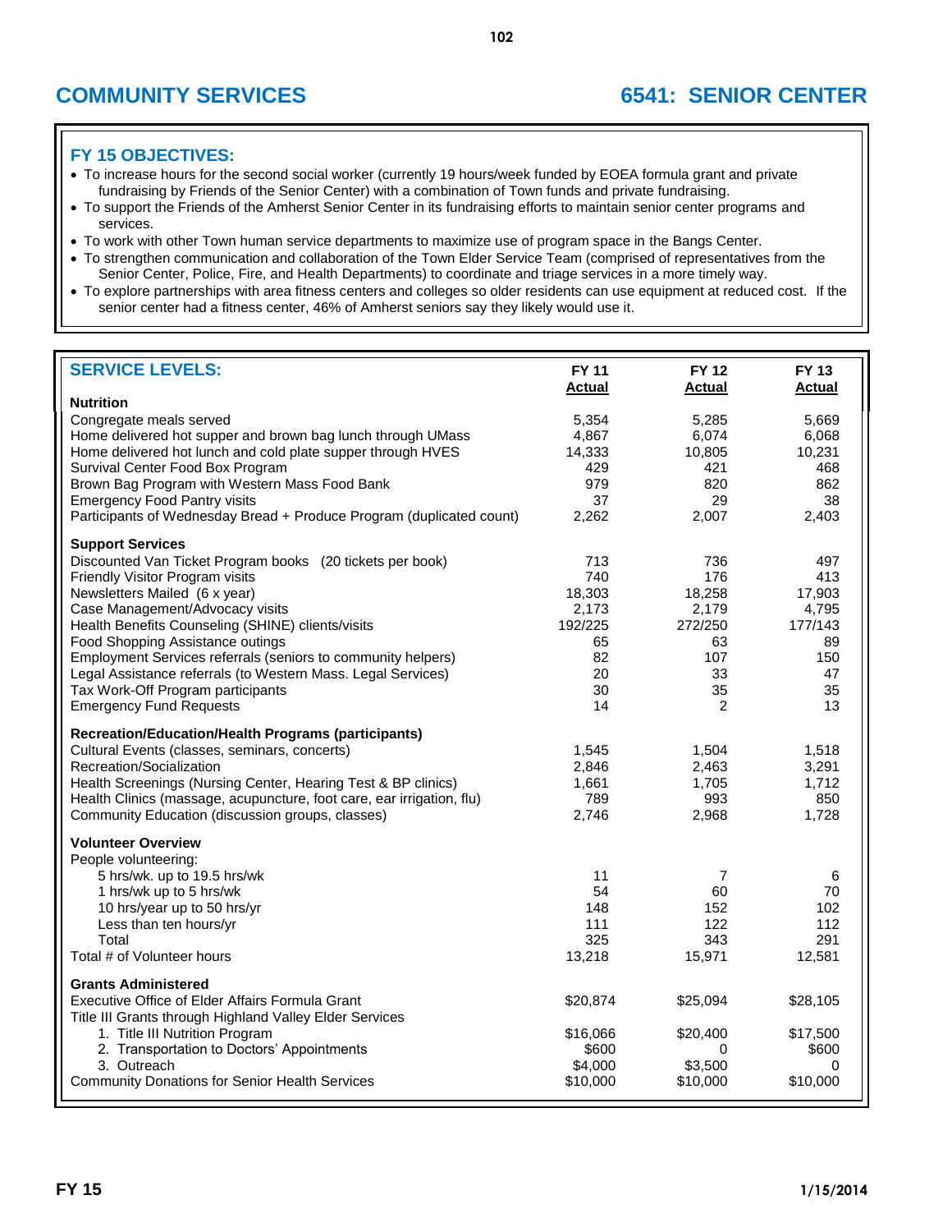## COMMUNITY SERVICES

## 6541: SENIOR CENTER

### FY 15 OBJECTIVES:

- To increase hours for the second social worker (currently 19 hours/week funded by EOEA formula grant and private fundraising by Friends of the Senior Center) with a combination of Town funds and private fundraising.
- To support the Friends of the Amherst Senior Center in its fundraising efforts to maintain senior center programs and services.
- To work with other Town human service departments to maximize use of program space in the Bangs Center.
- To strengthen communication and collaboration of the Town Elder Service Team (comprised of representatives from the Senior Center, Police, Fire, and Health Departments) to coordinate and triage services in a more timely way.
- To explore partnerships with area fitness centers and colleges so older residents can use equipment at reduced cost. If the senior center had a fitness center, 46% of Amherst seniors say they likely would use it.

### SERVICE LEVELS:

| | FY 11 Actual | FY 12 Actual | FY 13 Actual |
|---|---|---|---|
| **Nutrition** | | | |
| Congregate meals served | 5,354 | 5,285 | 5,669 |
| Home delivered hot supper and brown bag lunch through UMass | 4,867 | 6,074 | 6,068 |
| Home delivered hot lunch and cold plate supper through HVES | 14,333 | 10,805 | 10,231 |
| Survival Center Food Box Program | 429 | 421 | 468 |
| Brown Bag Program with Western Mass Food Bank | 979 | 820 | 862 |
| Emergency Food Pantry visits | 37 | 29 | 38 |
| Participants of Wednesday Bread + Produce Program (duplicated count) | 2,262 | 2,007 | 2,403 |
| **Support Services** | | | |
| Discounted Van Ticket Program books (20 tickets per book) | 713 | 736 | 497 |
| Friendly Visitor Program visits | 740 | 176 | 413 |
| Newsletters Mailed (6 x year) | 18,303 | 18,258 | 17,903 |
| Case Management/Advocacy visits | 2,173 | 2,179 | 4,795 |
| Health Benefits Counseling (SHINE) clients/visits | 192/225 | 272/250 | 177/143 |
| Food Shopping Assistance outings | 65 | 63 | 89 |
| Employment Services referrals (seniors to community helpers) | 82 | 107 | 150 |
| Legal Assistance referrals (to Western Mass. Legal Services) | 20 | 33 | 47 |
| Tax Work-Off Program participants | 30 | 35 | 35 |
| Emergency Fund Requests | 14 | 2 | 13 |
| **Recreation/Education/Health Programs (participants)** | | | |
| Cultural Events (classes, seminars, concerts) | 1,545 | 1,504 | 1,518 |
| Recreation/Socialization | 2,846 | 2,463 | 3,291 |
| Health Screenings (Nursing Center, Hearing Test & BP clinics) | 1,661 | 1,705 | 1,712 |
| Health Clinics (massage, acupuncture, foot care, ear irrigation, flu) | 789 | 993 | 850 |
| Community Education (discussion groups, classes) | 2,746 | 2,968 | 1,728 |
| **Volunteer Overview** | | | |
| People volunteering: | | | |
| 5 hrs/wk. up to 19.5 hrs/wk | 11 | 7 | 6 |
| 1 hrs/wk up to 5 hrs/wk | 54 | 60 | 70 |
| 10 hrs/year up to 50 hrs/yr | 148 | 152 | 102 |
| Less than ten hours/yr | 111 | 122 | 112 |
| Total | 325 | 343 | 291 |
| Total # of Volunteer hours | 13,218 | 15,971 | 12,581 |
| **Grants Administered** | | | |
| Executive Office of Elder Affairs Formula Grant | $20,874 | $25,094 | $28,105 |
| Title III Grants through Highland Valley Elder Services | | | |
| 1. Title III Nutrition Program | $16,066 | $20,400 | $17,500 |
| 2. Transportation to Doctors' Appointments | $600 | 0 | $600 |
| 3. Outreach | $4,000 | $3,500 | 0 |
| Community Donations for Senior Health Services | $10,000 | $10,000 | $10,000 |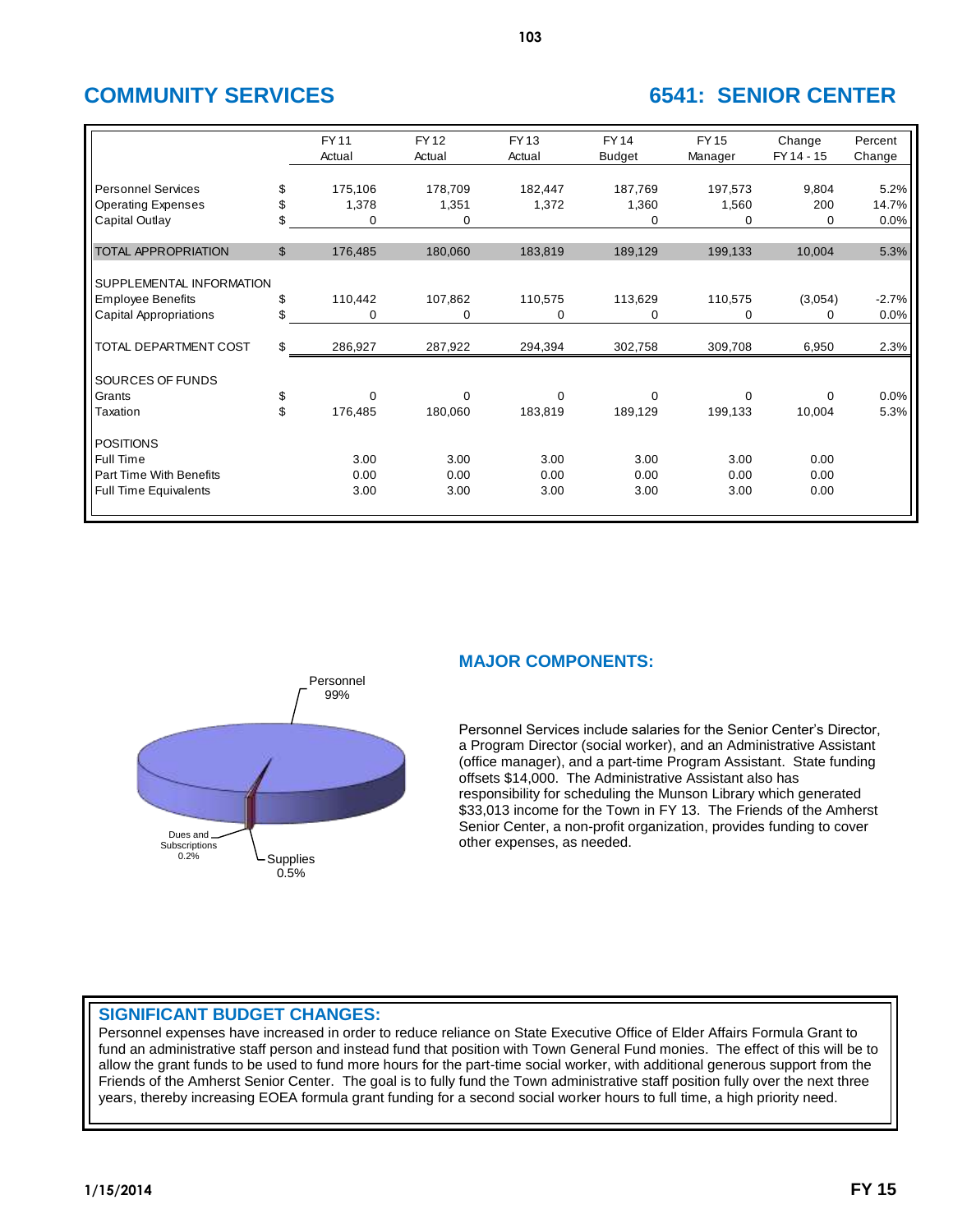# COMMUNITY SERVICES

## 6541: SENIOR CENTER

| | | FY 11 Actual | FY 12 Actual | FY 13 Actual | FY 14 Budget | FY 15 Manager | Change FY 14 - 15 | Percent Change |
|---|---|---|---|---|---|---|---|---|
| Personnel Services | $ | 175,106 | 178,709 | 182,447 | 187,769 | 197,573 | 9,804 | 5.2% |
| Operating Expenses | $ | 1,378 | 1,351 | 1,372 | 1,360 | 1,560 | 200 | 14.7% |
| Capital Outlay | $ | 0 | 0 | | 0 | 0 | 0 | 0.0% |
| TOTAL APPROPRIATION | $ | 176,485 | 180,060 | 183,819 | 189,129 | 199,133 | 10,004 | 5.3% |
| SUPPLEMENTAL INFORMATION | | | | | | | | |
| Employee Benefits | $ | 110,442 | 107,862 | 110,575 | 113,629 | 110,575 | (3,054) | -2.7% |
| Capital Appropriations | $ | 0 | 0 | 0 | 0 | 0 | 0 | 0.0% |
| TOTAL DEPARTMENT COST | $ | 286,927 | 287,922 | 294,394 | 302,758 | 309,708 | 6,950 | 2.3% |
| SOURCES OF FUNDS | | | | | | | | |
| Grants | $ | 0 | 0 | 0 | 0 | 0 | 0 | 0.0% |
| Taxation | $ | 176,485 | 180,060 | 183,819 | 189,129 | 199,133 | 10,004 | 5.3% |
| POSITIONS | | | | | | | | |
| Full Time | | 3.00 | 3.00 | 3.00 | 3.00 | 3.00 | 0.00 | |
| Part Time With Benefits | | 0.00 | 0.00 | 0.00 | 0.00 | 0.00 | 0.00 | |
| Full Time Equivalents | | 3.00 | 3.00 | 3.00 | 3.00 | 3.00 | 0.00 | |

Personnel 99%
Dues and Subscriptions 0.2%
Supplies 0.5%

## MAJOR COMPONENTS:

Personnel Services include salaries for the Senior Center's Director, a Program Director (social worker), and an Administrative Assistant (office manager), and a part-time Program Assistant. State funding offsets $14,000. The Administrative Assistant also has responsibility for scheduling the Munson Library which generated $33,013 income for the Town in FY 13. The Friends of the Amherst Senior Center, a non-profit organization, provides funding to cover other expenses, as needed.

## SIGNIFICANT BUDGET CHANGES:

Personnel expenses have increased in order to reduce reliance on State Executive Office of Elder Affairs Formula Grant to fund an administrative staff person and instead fund that position with Town General Fund monies. The effect of this will be to allow the grant funds to be used to fund more hours for the part-time social worker, with additional generous support from the Friends of the Amherst Senior Center. The goal is to fully fund the Town administrative staff position fully over the next three years, thereby increasing EOEA formula grant funding for a second social worker hours to full time, a high priority need.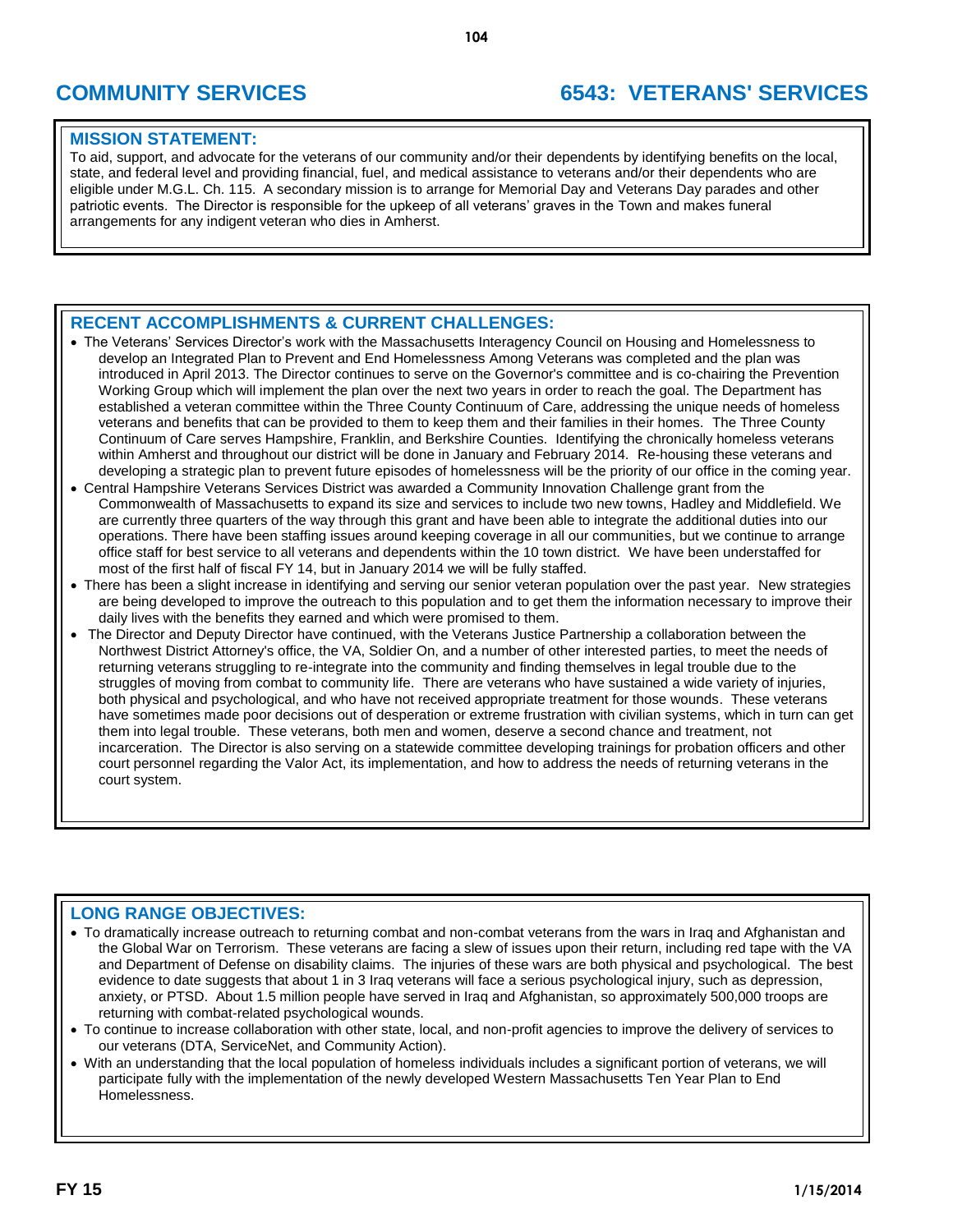# COMMUNITY SERVICES — 6543: VETERANS' SERVICES

## MISSION STATEMENT:

To aid, support, and advocate for the veterans of our community and/or their dependents by identifying benefits on the local, state, and federal level and providing financial, fuel, and medical assistance to veterans and/or their dependents who are eligible under M.G.L. Ch. 115. A secondary mission is to arrange for Memorial Day and Veterans Day parades and other patriotic events. The Director is responsible for the upkeep of all veterans' graves in the Town and makes funeral arrangements for any indigent veteran who dies in Amherst.

## RECENT ACCOMPLISHMENTS & CURRENT CHALLENGES:

- The Veterans' Services Director's work with the Massachusetts Interagency Council on Housing and Homelessness to develop an Integrated Plan to Prevent and End Homelessness Among Veterans was completed and the plan was introduced in April 2013. The Director continues to serve on the Governor's committee and is co-chairing the Prevention Working Group which will implement the plan over the next two years in order to reach the goal. The Department has established a veteran committee within the Three County Continuum of Care, addressing the unique needs of homeless veterans and benefits that can be provided to them to keep them and their families in their homes. The Three County Continuum of Care serves Hampshire, Franklin, and Berkshire Counties. Identifying the chronically homeless veterans within Amherst and throughout our district will be done in January and February 2014. Re-housing these veterans and developing a strategic plan to prevent future episodes of homelessness will be the priority of our office in the coming year.
- Central Hampshire Veterans Services District was awarded a Community Innovation Challenge grant from the Commonwealth of Massachusetts to expand its size and services to include two new towns, Hadley and Middlefield. We are currently three quarters of the way through this grant and have been able to integrate the additional duties into our operations. There have been staffing issues around keeping coverage in all our communities, but we continue to arrange office staff for best service to all veterans and dependents within the 10 town district. We have been understaffed for most of the first half of fiscal FY 14, but in January 2014 we will be fully staffed.
- There has been a slight increase in identifying and serving our senior veteran population over the past year. New strategies are being developed to improve the outreach to this population and to get them the information necessary to improve their daily lives with the benefits they earned and which were promised to them.
- The Director and Deputy Director have continued, with the Veterans Justice Partnership a collaboration between the Northwest District Attorney's office, the VA, Soldier On, and a number of other interested parties, to meet the needs of returning veterans struggling to re-integrate into the community and finding themselves in legal trouble due to the struggles of moving from combat to community life. There are veterans who have sustained a wide variety of injuries, both physical and psychological, and who have not received appropriate treatment for those wounds. These veterans have sometimes made poor decisions out of desperation or extreme frustration with civilian systems, which in turn can get them into legal trouble. These veterans, both men and women, deserve a second chance and treatment, not incarceration. The Director is also serving on a statewide committee developing trainings for probation officers and other court personnel regarding the Valor Act, its implementation, and how to address the needs of returning veterans in the court system.

## LONG RANGE OBJECTIVES:

- To dramatically increase outreach to returning combat and non-combat veterans from the wars in Iraq and Afghanistan and the Global War on Terrorism. These veterans are facing a slew of issues upon their return, including red tape with the VA and Department of Defense on disability claims. The injuries of these wars are both physical and psychological. The best evidence to date suggests that about 1 in 3 Iraq veterans will face a serious psychological injury, such as depression, anxiety, or PTSD. About 1.5 million people have served in Iraq and Afghanistan, so approximately 500,000 troops are returning with combat-related psychological wounds.
- To continue to increase collaboration with other state, local, and non-profit agencies to improve the delivery of services to our veterans (DTA, ServiceNet, and Community Action).
- With an understanding that the local population of homeless individuals includes a significant portion of veterans, we will participate fully with the implementation of the newly developed Western Massachusetts Ten Year Plan to End Homelessness.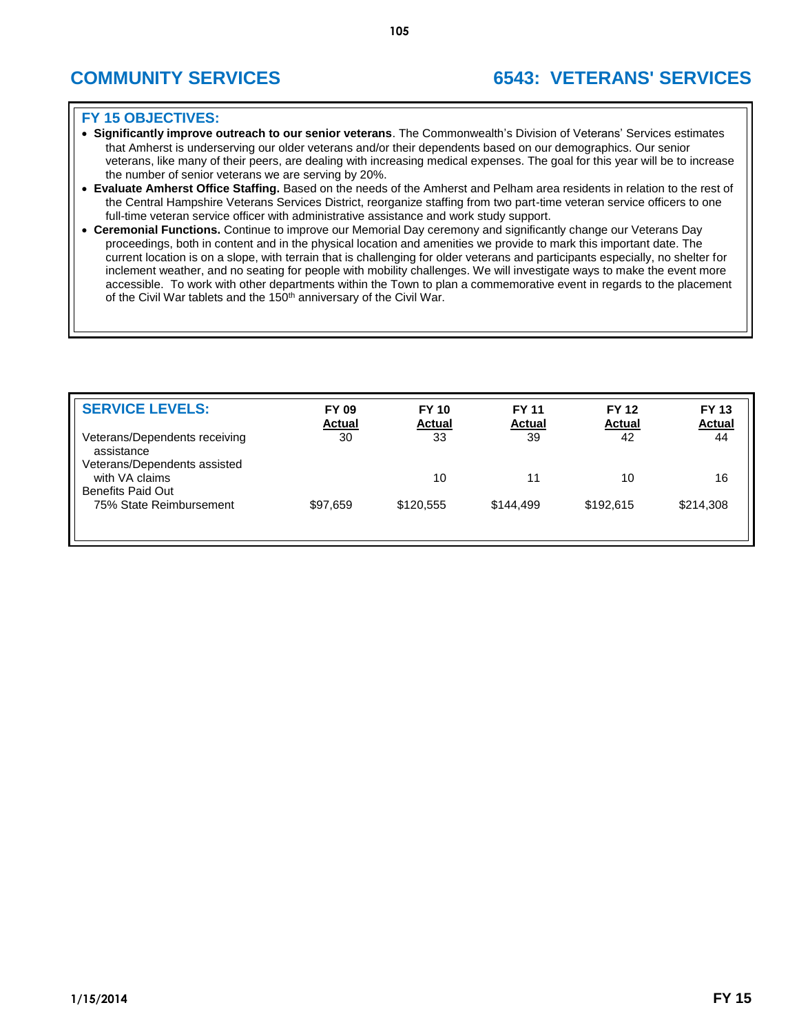# COMMUNITY SERVICES

# 6543: VETERANS' SERVICES

## FY 15 OBJECTIVES:

- **Significantly improve outreach to our senior veterans**. The Commonwealth's Division of Veterans' Services estimates that Amherst is underserving our older veterans and/or their dependents based on our demographics. Our senior veterans, like many of their peers, are dealing with increasing medical expenses. The goal for this year will be to increase the number of senior veterans we are serving by 20%.
- **Evaluate Amherst Office Staffing.** Based on the needs of the Amherst and Pelham area residents in relation to the rest of the Central Hampshire Veterans Services District, reorganize staffing from two part-time veteran service officers to one full-time veteran service officer with administrative assistance and work study support.
- **Ceremonial Functions.** Continue to improve our Memorial Day ceremony and significantly change our Veterans Day proceedings, both in content and in the physical location and amenities we provide to mark this important date. The current location is on a slope, with terrain that is challenging for older veterans and participants especially, no shelter for inclement weather, and no seating for people with mobility challenges. We will investigate ways to make the event more accessible. To work with other departments within the Town to plan a commemorative event in regards to the placement of the Civil War tablets and the 150th anniversary of the Civil War.

## SERVICE LEVELS:

| SERVICE LEVELS: | FY 09 Actual | FY 10 Actual | FY 11 Actual | FY 12 Actual | FY 13 Actual |
|---|---|---|---|---|---|
| Veterans/Dependents receiving assistance | 30 | 33 | 39 | 42 | 44 |
| Veterans/Dependents assisted with VA claims | | 10 | 11 | 10 | 16 |
| Benefits Paid Out 75% State Reimbursement | $97,659 | $120,555 | $144,499 | $192,615 | $214,308 |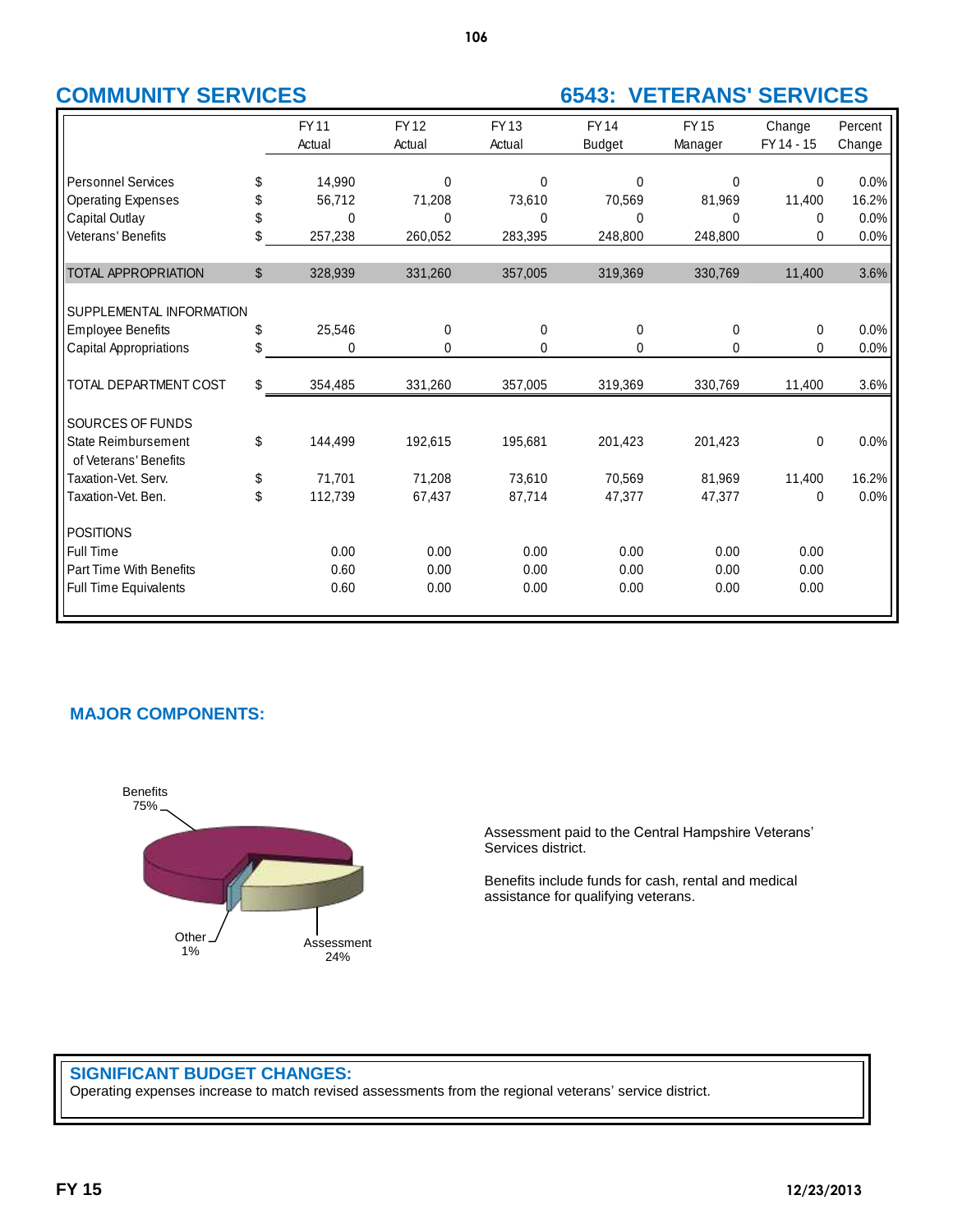## COMMUNITY SERVICES

## 6543: VETERANS' SERVICES

| | | FY 11 Actual | FY 12 Actual | FY 13 Actual | FY 14 Budget | FY 15 Manager | Change FY 14 - 15 | Percent Change |
|---|---|---|---|---|---|---|---|---|
| Personnel Services | $ | 14,990 | 0 | 0 | 0 | 0 | 0 | 0.0% |
| Operating Expenses | $ | 56,712 | 71,208 | 73,610 | 70,569 | 81,969 | 11,400 | 16.2% |
| Capital Outlay | $ | 0 | 0 | 0 | 0 | 0 | 0 | 0.0% |
| Veterans' Benefits | $ | 257,238 | 260,052 | 283,395 | 248,800 | 248,800 | 0 | 0.0% |
| TOTAL APPROPRIATION | $ | 328,939 | 331,260 | 357,005 | 319,369 | 330,769 | 11,400 | 3.6% |
| SUPPLEMENTAL INFORMATION | | | | | | | | |
| Employee Benefits | $ | 25,546 | 0 | 0 | 0 | 0 | 0 | 0.0% |
| Capital Appropriations | $ | 0 | 0 | 0 | 0 | 0 | 0 | 0.0% |
| TOTAL DEPARTMENT COST | $ | 354,485 | 331,260 | 357,005 | 319,369 | 330,769 | 11,400 | 3.6% |
| SOURCES OF FUNDS | | | | | | | | |
| State Reimbursement of Veterans' Benefits | $ | 144,499 | 192,615 | 195,681 | 201,423 | 201,423 | 0 | 0.0% |
| Taxation-Vet. Serv. | $ | 71,701 | 71,208 | 73,610 | 70,569 | 81,969 | 11,400 | 16.2% |
| Taxation-Vet. Ben. | $ | 112,739 | 67,437 | 87,714 | 47,377 | 47,377 | 0 | 0.0% |
| POSITIONS | | | | | | | | |
| Full Time | | 0.00 | 0.00 | 0.00 | 0.00 | 0.00 | 0.00 | |
| Part Time With Benefits | | 0.60 | 0.00 | 0.00 | 0.00 | 0.00 | 0.00 | |
| Full Time Equivalents | | 0.60 | 0.00 | 0.00 | 0.00 | 0.00 | 0.00 | |

### MAJOR COMPONENTS:

Benefits 75%
Other 1%
Assessment 24%

Assessment paid to the Central Hampshire Veterans' Services district.

Benefits include funds for cash, rental and medical assistance for qualifying veterans.

### SIGNIFICANT BUDGET CHANGES:

Operating expenses increase to match revised assessments from the regional veterans' service district.

FY 15 12/23/2013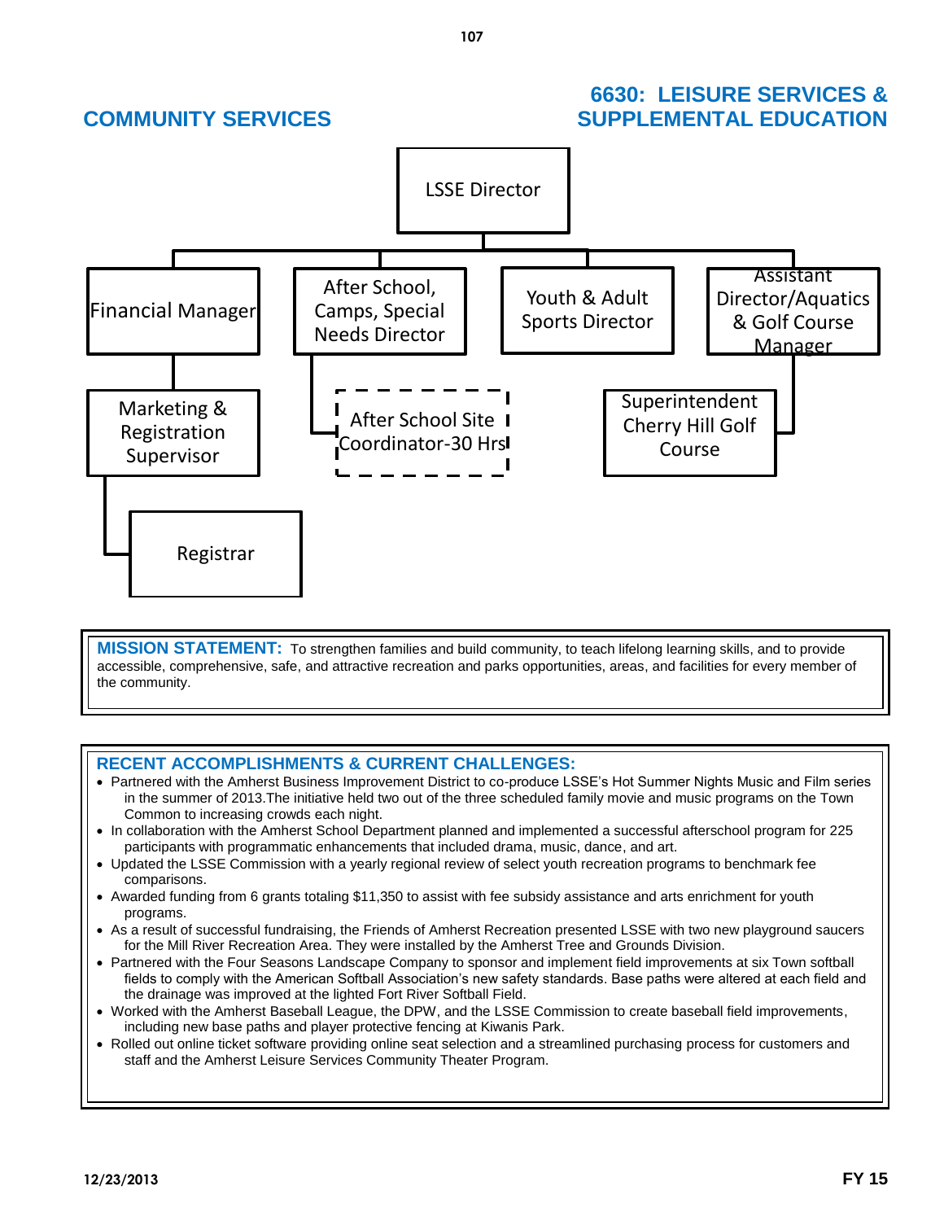## COMMUNITY SERVICES

## 6630: LEISURE SERVICES & SUPPLEMENTAL EDUCATION

- LSSE Director
  - Financial Manager
    - Marketing & Registration Supervisor
      - Registrar
  - After School, Camps, Special Needs Director
    - After School Site Coordinator-30 Hrs
  - Youth & Adult Sports Director
  - Assistant Director/Aquatics & Golf Course Manager
    - Superintendent Cherry Hill Golf Course

**MISSION STATEMENT:** To strengthen families and build community, to teach lifelong learning skills, and to provide accessible, comprehensive, safe, and attractive recreation and parks opportunities, areas, and facilities for every member of the community.

### RECENT ACCOMPLISHMENTS & CURRENT CHALLENGES:

- Partnered with the Amherst Business Improvement District to co-produce LSSE's Hot Summer Nights Music and Film series in the summer of 2013.The initiative held two out of the three scheduled family movie and music programs on the Town Common to increasing crowds each night.
- In collaboration with the Amherst School Department planned and implemented a successful afterschool program for 225 participants with programmatic enhancements that included drama, music, dance, and art.
- Updated the LSSE Commission with a yearly regional review of select youth recreation programs to benchmark fee comparisons.
- Awarded funding from 6 grants totaling $11,350 to assist with fee subsidy assistance and arts enrichment for youth programs.
- As a result of successful fundraising, the Friends of Amherst Recreation presented LSSE with two new playground saucers for the Mill River Recreation Area. They were installed by the Amherst Tree and Grounds Division.
- Partnered with the Four Seasons Landscape Company to sponsor and implement field improvements at six Town softball fields to comply with the American Softball Association's new safety standards. Base paths were altered at each field and the drainage was improved at the lighted Fort River Softball Field.
- Worked with the Amherst Baseball League, the DPW, and the LSSE Commission to create baseball field improvements, including new base paths and player protective fencing at Kiwanis Park.
- Rolled out online ticket software providing online seat selection and a streamlined purchasing process for customers and staff and the Amherst Leisure Services Community Theater Program.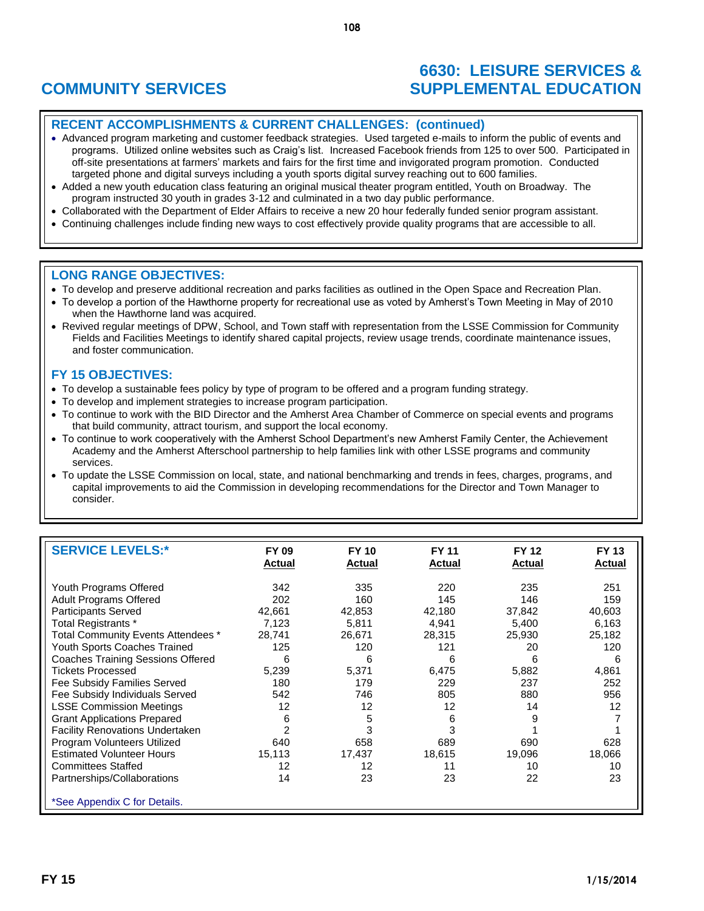# COMMUNITY SERVICES

# 6630: LEISURE SERVICES & SUPPLEMENTAL EDUCATION

## RECENT ACCOMPLISHMENTS & CURRENT CHALLENGES: (continued)

- Advanced program marketing and customer feedback strategies. Used targeted e-mails to inform the public of events and programs. Utilized online websites such as Craig's list. Increased Facebook friends from 125 to over 500. Participated in off-site presentations at farmers' markets and fairs for the first time and invigorated program promotion. Conducted targeted phone and digital surveys including a youth sports digital survey reaching out to 600 families.
- Added a new youth education class featuring an original musical theater program entitled, Youth on Broadway. The program instructed 30 youth in grades 3-12 and culminated in a two day public performance.
- Collaborated with the Department of Elder Affairs to receive a new 20 hour federally funded senior program assistant.
- Continuing challenges include finding new ways to cost effectively provide quality programs that are accessible to all.

## LONG RANGE OBJECTIVES:

- To develop and preserve additional recreation and parks facilities as outlined in the Open Space and Recreation Plan.
- To develop a portion of the Hawthorne property for recreational use as voted by Amherst's Town Meeting in May of 2010 when the Hawthorne land was acquired.
- Revived regular meetings of DPW, School, and Town staff with representation from the LSSE Commission for Community Fields and Facilities Meetings to identify shared capital projects, review usage trends, coordinate maintenance issues, and foster communication.

## FY 15 OBJECTIVES:

- To develop a sustainable fees policy by type of program to be offered and a program funding strategy.
- To develop and implement strategies to increase program participation.
- To continue to work with the BID Director and the Amherst Area Chamber of Commerce on special events and programs that build community, attract tourism, and support the local economy.
- To continue to work cooperatively with the Amherst School Department's new Amherst Family Center, the Achievement Academy and the Amherst Afterschool partnership to help families link with other LSSE programs and community services.
- To update the LSSE Commission on local, state, and national benchmarking and trends in fees, charges, programs, and capital improvements to aid the Commission in developing recommendations for the Director and Town Manager to consider.

## SERVICE LEVELS:*

| | FY 09 Actual | FY 10 Actual | FY 11 Actual | FY 12 Actual | FY 13 Actual |
|---|---|---|---|---|---|
| Youth Programs Offered | 342 | 335 | 220 | 235 | 251 |
| Adult Programs Offered | 202 | 160 | 145 | 146 | 159 |
| Participants Served | 42,661 | 42,853 | 42,180 | 37,842 | 40,603 |
| Total Registrants * | 7,123 | 5,811 | 4,941 | 5,400 | 6,163 |
| Total Community Events Attendees * | 28,741 | 26,671 | 28,315 | 25,930 | 25,182 |
| Youth Sports Coaches Trained | 125 | 120 | 121 | 20 | 120 |
| Coaches Training Sessions Offered | 6 | 6 | 6 | 6 | 6 |
| Tickets Processed | 5,239 | 5,371 | 6,475 | 5,882 | 4,861 |
| Fee Subsidy Families Served | 180 | 179 | 229 | 237 | 252 |
| Fee Subsidy Individuals Served | 542 | 746 | 805 | 880 | 956 |
| LSSE Commission Meetings | 12 | 12 | 12 | 14 | 12 |
| Grant Applications Prepared | 6 | 5 | 6 | 9 | 7 |
| Facility Renovations Undertaken | 2 | 3 | 3 | 1 | 1 |
| Program Volunteers Utilized | 640 | 658 | 689 | 690 | 628 |
| Estimated Volunteer Hours | 15,113 | 17,437 | 18,615 | 19,096 | 18,066 |
| Committees Staffed | 12 | 12 | 11 | 10 | 10 |
| Partnerships/Collaborations | 14 | 23 | 23 | 22 | 23 |

*See Appendix C for Details.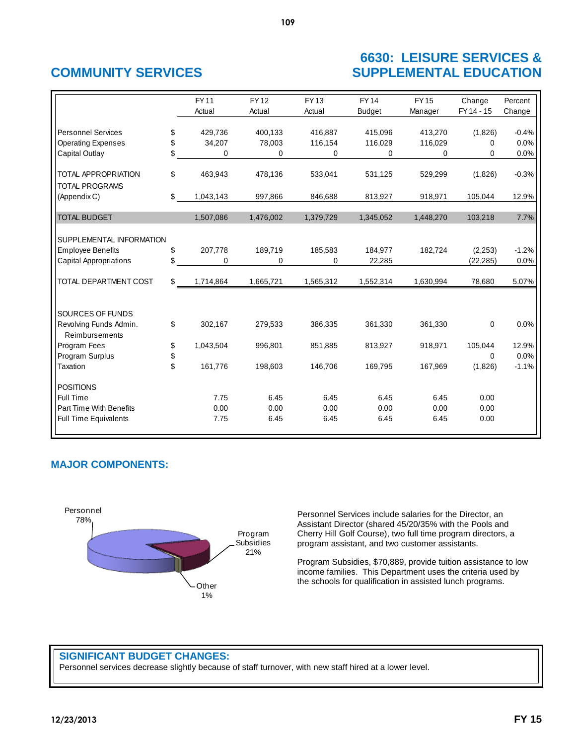# COMMUNITY SERVICES

# 6630: LEISURE SERVICES & SUPPLEMENTAL EDUCATION

| | | FY 11 Actual | FY 12 Actual | FY 13 Actual | FY 14 Budget | FY 15 Manager | Change FY 14 - 15 | Percent Change |
|---|---|---|---|---|---|---|---|---|
| Personnel Services | $ | 429,736 | 400,133 | 416,887 | 415,096 | 413,270 | (1,826) | -0.4% |
| Operating Expenses | $ | 34,207 | 78,003 | 116,154 | 116,029 | 116,029 | 0 | 0.0% |
| Capital Outlay | $ | 0 | 0 | 0 | 0 | 0 | 0 | 0.0% |
| TOTAL APPROPRIATION | $ | 463,943 | 478,136 | 533,041 | 531,125 | 529,299 | (1,826) | -0.3% |
| TOTAL PROGRAMS (Appendix C) | $ | 1,043,143 | 997,866 | 846,688 | 813,927 | 918,971 | 105,044 | 12.9% |
| TOTAL BUDGET | | 1,507,086 | 1,476,002 | 1,379,729 | 1,345,052 | 1,448,270 | 103,218 | 7.7% |
| SUPPLEMENTAL INFORMATION | | | | | | | | |
| Employee Benefits | $ | 207,778 | 189,719 | 185,583 | 184,977 | 182,724 | (2,253) | -1.2% |
| Capital Appropriations | $ | 0 | 0 | 0 | 22,285 | | (22,285) | 0.0% |
| TOTAL DEPARTMENT COST | $ | 1,714,864 | 1,665,721 | 1,565,312 | 1,552,314 | 1,630,994 | 78,680 | 5.07% |
| SOURCES OF FUNDS | | | | | | | | |
| Revolving Funds Admin. Reimbursements | $ | 302,167 | 279,533 | 386,335 | 361,330 | 361,330 | 0 | 0.0% |
| Program Fees | $ | 1,043,504 | 996,801 | 851,885 | 813,927 | 918,971 | 105,044 | 12.9% |
| Program Surplus | $ | | | | | | 0 | 0.0% |
| Taxation | $ | 161,776 | 198,603 | 146,706 | 169,795 | 167,969 | (1,826) | -1.1% |
| POSITIONS | | | | | | | | |
| Full Time | | 7.75 | 6.45 | 6.45 | 6.45 | 6.45 | 0.00 | |
| Part Time With Benefits | | 0.00 | 0.00 | 0.00 | 0.00 | 0.00 | 0.00 | |
| Full Time Equivalents | | 7.75 | 6.45 | 6.45 | 6.45 | 6.45 | 0.00 | |

## MAJOR COMPONENTS:

Personnel 78%

Program Subsidies 21%

Other 1%

Personnel Services include salaries for the Director, an Assistant Director (shared 45/20/35% with the Pools and Cherry Hill Golf Course), two full time program directors, a program assistant, and two customer assistants.

Program Subsidies, $70,889, provide tuition assistance to low income families. This Department uses the criteria used by the schools for qualification in assisted lunch programs.

## SIGNIFICANT BUDGET CHANGES:

Personnel services decrease slightly because of staff turnover, with new staff hired at a lower level.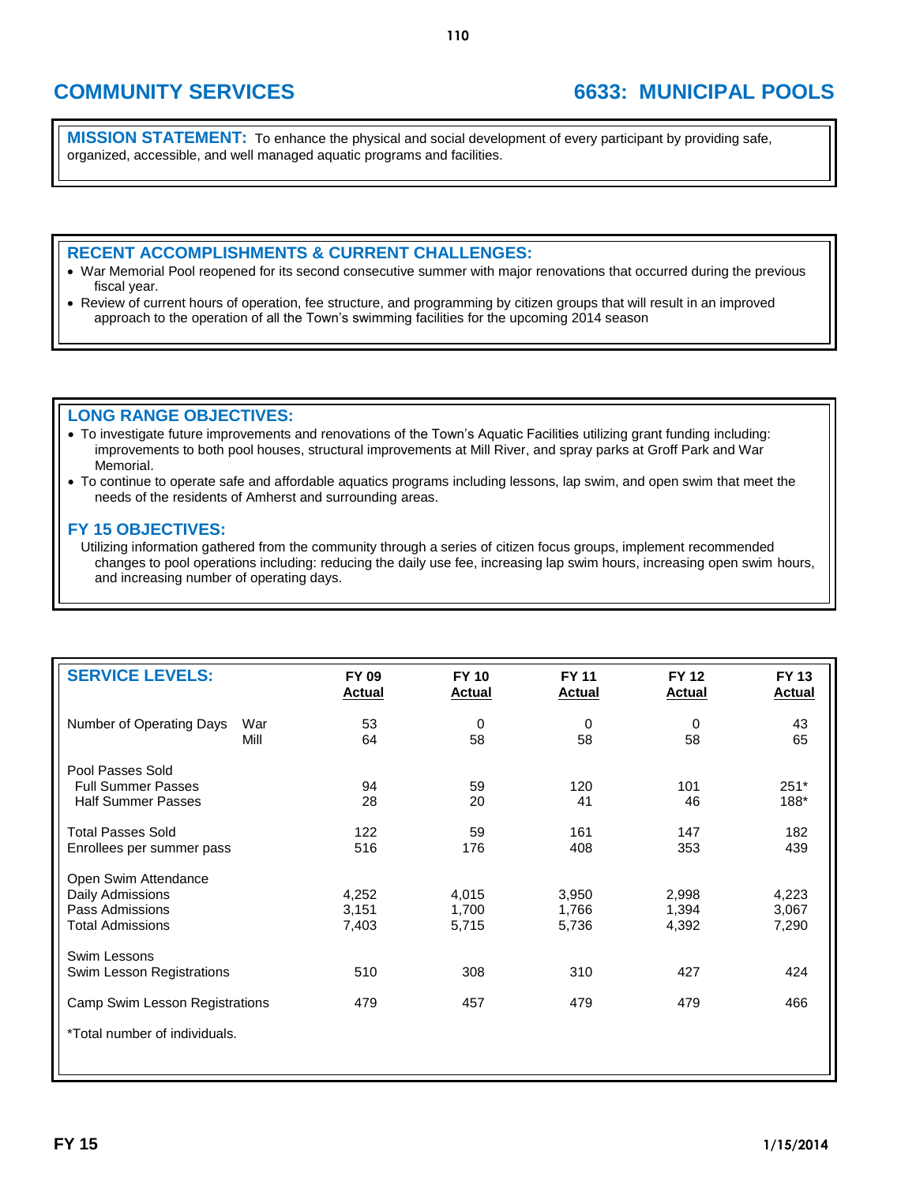## COMMUNITY SERVICES

## 6633: MUNICIPAL POOLS

**MISSION STATEMENT:** To enhance the physical and social development of every participant by providing safe, organized, accessible, and well managed aquatic programs and facilities.

### RECENT ACCOMPLISHMENTS & CURRENT CHALLENGES:

- War Memorial Pool reopened for its second consecutive summer with major renovations that occurred during the previous fiscal year.
- Review of current hours of operation, fee structure, and programming by citizen groups that will result in an improved approach to the operation of all the Town's swimming facilities for the upcoming 2014 season

### LONG RANGE OBJECTIVES:

- To investigate future improvements and renovations of the Town's Aquatic Facilities utilizing grant funding including: improvements to both pool houses, structural improvements at Mill River, and spray parks at Groff Park and War Memorial.
- To continue to operate safe and affordable aquatics programs including lessons, lap swim, and open swim that meet the needs of the residents of Amherst and surrounding areas.

### FY 15 OBJECTIVES:

Utilizing information gathered from the community through a series of citizen focus groups, implement recommended changes to pool operations including: reducing the daily use fee, increasing lap swim hours, increasing open swim hours, and increasing number of operating days.

| SERVICE LEVELS: | | FY 09 Actual | FY 10 Actual | FY 11 Actual | FY 12 Actual | FY 13 Actual |
|---|---|---|---|---|---|---|
| Number of Operating Days | War | 53 | 0 | 0 | 0 | 43 |
| | Mill | 64 | 58 | 58 | 58 | 65 |
| Pool Passes Sold | | | | | | |
| Full Summer Passes | | 94 | 59 | 120 | 101 | 251* |
| Half Summer Passes | | 28 | 20 | 41 | 46 | 188* |
| Total Passes Sold | | 122 | 59 | 161 | 147 | 182 |
| Enrollees per summer pass | | 516 | 176 | 408 | 353 | 439 |
| Open Swim Attendance | | | | | | |
| Daily Admissions | | 4,252 | 4,015 | 3,950 | 2,998 | 4,223 |
| Pass Admissions | | 3,151 | 1,700 | 1,766 | 1,394 | 3,067 |
| Total Admissions | | 7,403 | 5,715 | 5,736 | 4,392 | 7,290 |
| Swim Lessons | | | | | | |
| Swim Lesson Registrations | | 510 | 308 | 310 | 427 | 424 |
| Camp Swim Lesson Registrations | | 479 | 457 | 479 | 479 | 466 |

*Total number of individuals.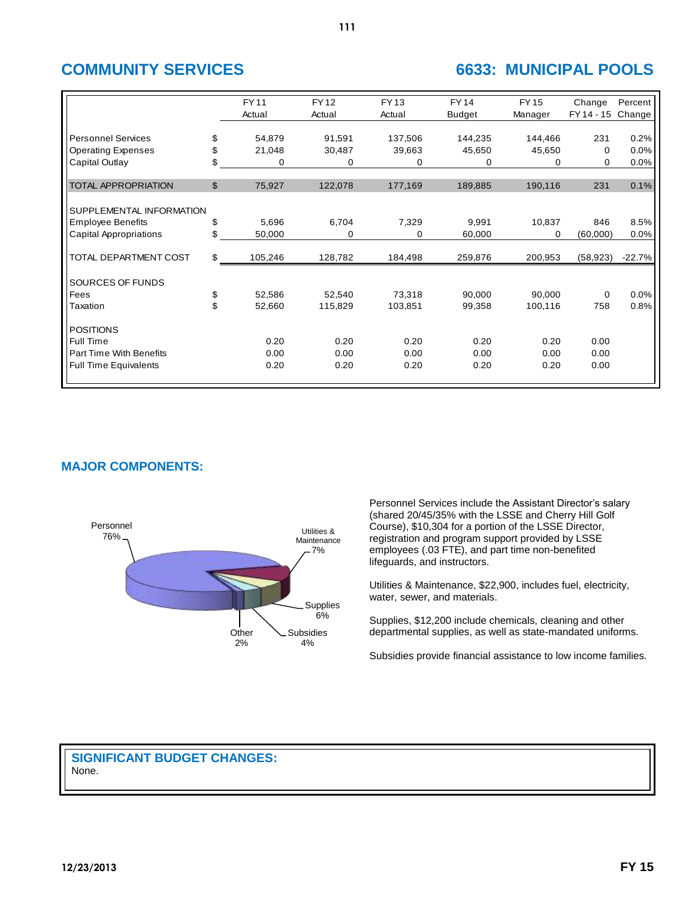## COMMUNITY SERVICES

## 6633: MUNICIPAL POOLS

| | | FY 11 Actual | FY 12 Actual | FY 13 Actual | FY 14 Budget | FY 15 Manager | Change FY 14 - 15 | Percent Change |
|---|---|---|---|---|---|---|---|---|
| Personnel Services | $ | 54,879 | 91,591 | 137,506 | 144,235 | 144,466 | 231 | 0.2% |
| Operating Expenses | $ | 21,048 | 30,487 | 39,663 | 45,650 | 45,650 | 0 | 0.0% |
| Capital Outlay | $ | 0 | 0 | 0 | 0 | 0 | 0 | 0.0% |
| TOTAL APPROPRIATION | $ | 75,927 | 122,078 | 177,169 | 189,885 | 190,116 | 231 | 0.1% |
| SUPPLEMENTAL INFORMATION | | | | | | | | |
| Employee Benefits | $ | 5,696 | 6,704 | 7,329 | 9,991 | 10,837 | 846 | 8.5% |
| Capital Appropriations | $ | 50,000 | 0 | 0 | 60,000 | 0 | (60,000) | 0.0% |
| TOTAL DEPARTMENT COST | $ | 105,246 | 128,782 | 184,498 | 259,876 | 200,953 | (58,923) | -22.7% |
| SOURCES OF FUNDS | | | | | | | | |
| Fees | $ | 52,586 | 52,540 | 73,318 | 90,000 | 90,000 | 0 | 0.0% |
| Taxation | $ | 52,660 | 115,829 | 103,851 | 99,358 | 100,116 | 758 | 0.8% |
| POSITIONS | | | | | | | | |
| Full Time | | 0.20 | 0.20 | 0.20 | 0.20 | 0.20 | 0.00 | |
| Part Time With Benefits | | 0.00 | 0.00 | 0.00 | 0.00 | 0.00 | 0.00 | |
| Full Time Equivalents | | 0.20 | 0.20 | 0.20 | 0.20 | 0.20 | 0.00 | |

## MAJOR COMPONENTS:

Personnel 76%; Utilities & Maintenance 7%; Supplies 6%; Subsidies 4%; Other 2%

Personnel Services include the Assistant Director's salary (shared 20/45/35% with the LSSE and Cherry Hill Golf Course), $10,304 for a portion of the LSSE Director, registration and program support provided by LSSE employees (.03 FTE), and part time non-benefited lifeguards, and instructors.

Utilities & Maintenance, $22,900, includes fuel, electricity, water, sewer, and materials.

Supplies, $12,200 include chemicals, cleaning and other departmental supplies, as well as state-mandated uniforms.

Subsidies provide financial assistance to low income families.

## SIGNIFICANT BUDGET CHANGES:

None.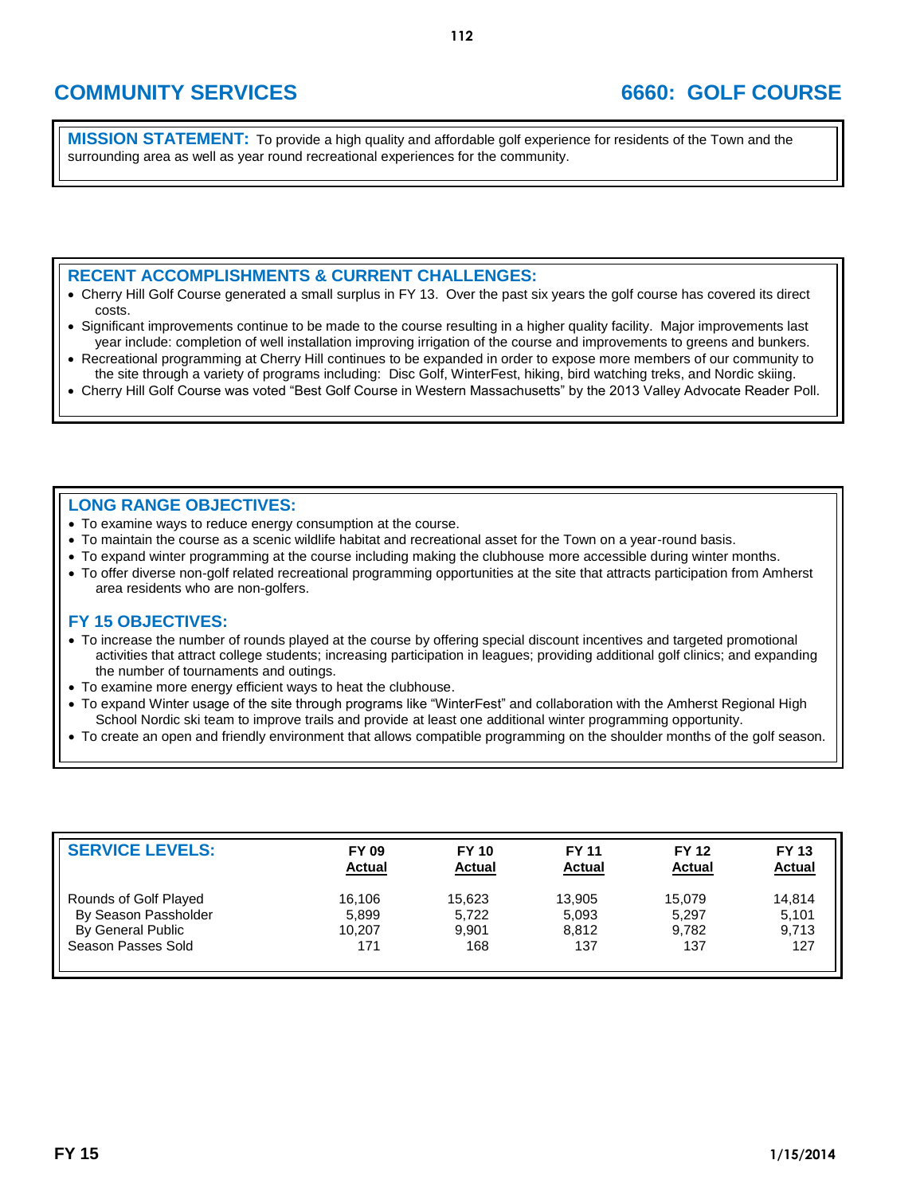# COMMUNITY SERVICES

# 6660: GOLF COURSE

**MISSION STATEMENT:** To provide a high quality and affordable golf experience for residents of the Town and the surrounding area as well as year round recreational experiences for the community.

## RECENT ACCOMPLISHMENTS & CURRENT CHALLENGES:

- Cherry Hill Golf Course generated a small surplus in FY 13. Over the past six years the golf course has covered its direct costs.
- Significant improvements continue to be made to the course resulting in a higher quality facility. Major improvements last year include: completion of well installation improving irrigation of the course and improvements to greens and bunkers.
- Recreational programming at Cherry Hill continues to be expanded in order to expose more members of our community to the site through a variety of programs including: Disc Golf, WinterFest, hiking, bird watching treks, and Nordic skiing.
- Cherry Hill Golf Course was voted "Best Golf Course in Western Massachusetts" by the 2013 Valley Advocate Reader Poll.

## LONG RANGE OBJECTIVES:

- To examine ways to reduce energy consumption at the course.
- To maintain the course as a scenic wildlife habitat and recreational asset for the Town on a year-round basis.
- To expand winter programming at the course including making the clubhouse more accessible during winter months.
- To offer diverse non-golf related recreational programming opportunities at the site that attracts participation from Amherst area residents who are non-golfers.

## FY 15 OBJECTIVES:

- To increase the number of rounds played at the course by offering special discount incentives and targeted promotional activities that attract college students; increasing participation in leagues; providing additional golf clinics; and expanding the number of tournaments and outings.
- To examine more energy efficient ways to heat the clubhouse.
- To expand Winter usage of the site through programs like "WinterFest" and collaboration with the Amherst Regional High School Nordic ski team to improve trails and provide at least one additional winter programming opportunity.
- To create an open and friendly environment that allows compatible programming on the shoulder months of the golf season.

| SERVICE LEVELS: | FY 09 Actual | FY 10 Actual | FY 11 Actual | FY 12 Actual | FY 13 Actual |
|---|---|---|---|---|---|
| Rounds of Golf Played | 16,106 | 15,623 | 13,905 | 15,079 | 14,814 |
| By Season Passholder | 5,899 | 5,722 | 5,093 | 5,297 | 5,101 |
| By General Public | 10,207 | 9,901 | 8,812 | 9,782 | 9,713 |
| Season Passes Sold | 171 | 168 | 137 | 137 | 127 |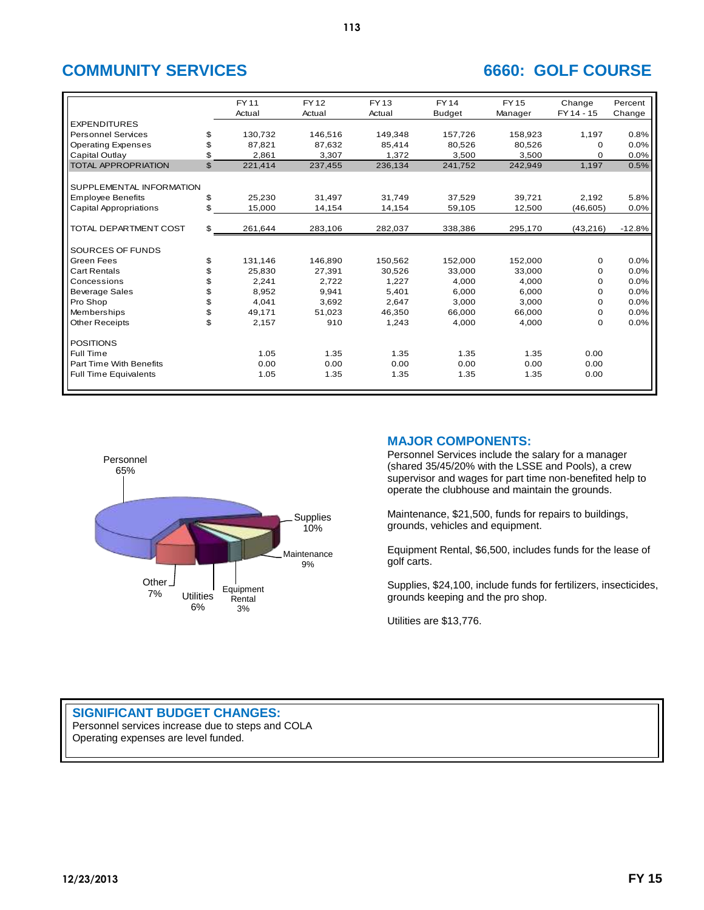# COMMUNITY SERVICES

# 6660: GOLF COURSE

| | | FY 11 Actual | FY 12 Actual | FY 13 Actual | FY 14 Budget | FY 15 Manager | Change FY 14 - 15 | Percent Change |
|---|---|---|---|---|---|---|---|---|
| EXPENDITURES | | | | | | | | |
| Personnel Services | $ | 130,732 | 146,516 | 149,348 | 157,726 | 158,923 | 1,197 | 0.8% |
| Operating Expenses | $ | 87,821 | 87,632 | 85,414 | 80,526 | 80,526 | 0 | 0.0% |
| Capital Outlay | $ | 2,861 | 3,307 | 1,372 | 3,500 | 3,500 | 0 | 0.0% |
| TOTAL APPROPRIATION | $ | 221,414 | 237,455 | 236,134 | 241,752 | 242,949 | 1,197 | 0.5% |
| SUPPLEMENTAL INFORMATION | | | | | | | | |
| Employee Benefits | $ | 25,230 | 31,497 | 31,749 | 37,529 | 39,721 | 2,192 | 5.8% |
| Capital Appropriations | $ | 15,000 | 14,154 | 14,154 | 59,105 | 12,500 | (46,605) | 0.0% |
| TOTAL DEPARTMENT COST | $ | 261,644 | 283,106 | 282,037 | 338,386 | 295,170 | (43,216) | -12.8% |
| SOURCES OF FUNDS | | | | | | | | |
| Green Fees | $ | 131,146 | 146,890 | 150,562 | 152,000 | 152,000 | 0 | 0.0% |
| Cart Rentals | $ | 25,830 | 27,391 | 30,526 | 33,000 | 33,000 | 0 | 0.0% |
| Concessions | $ | 2,241 | 2,722 | 1,227 | 4,000 | 4,000 | 0 | 0.0% |
| Beverage Sales | $ | 8,952 | 9,941 | 5,401 | 6,000 | 6,000 | 0 | 0.0% |
| Pro Shop | $ | 4,041 | 3,692 | 2,647 | 3,000 | 3,000 | 0 | 0.0% |
| Memberships | $ | 49,171 | 51,023 | 46,350 | 66,000 | 66,000 | 0 | 0.0% |
| Other Receipts | $ | 2,157 | 910 | 1,243 | 4,000 | 4,000 | 0 | 0.0% |
| POSITIONS | | | | | | | | |
| Full Time | | 1.05 | 1.35 | 1.35 | 1.35 | 1.35 | 0.00 | |
| Part Time With Benefits | | 0.00 | 0.00 | 0.00 | 0.00 | 0.00 | 0.00 | |
| Full Time Equivalents | | 1.05 | 1.35 | 1.35 | 1.35 | 1.35 | 0.00 | |

Personnel
65%

Supplies
10%

Maintenance
9%

Other
7%

Utilities
6%

Equipment Rental
3%

## MAJOR COMPONENTS:

Personnel Services include the salary for a manager (shared 35/45/20% with the LSSE and Pools), a crew supervisor and wages for part time non-benefited help to operate the clubhouse and maintain the grounds.

Maintenance, $21,500, funds for repairs to buildings, grounds, vehicles and equipment.

Equipment Rental, $6,500, includes funds for the lease of golf carts.

Supplies, $24,100, include funds for fertilizers, insecticides, grounds keeping and the pro shop.

Utilities are $13,776.

## SIGNIFICANT BUDGET CHANGES:

Personnel services increase due to steps and COLA
Operating expenses are level funded.